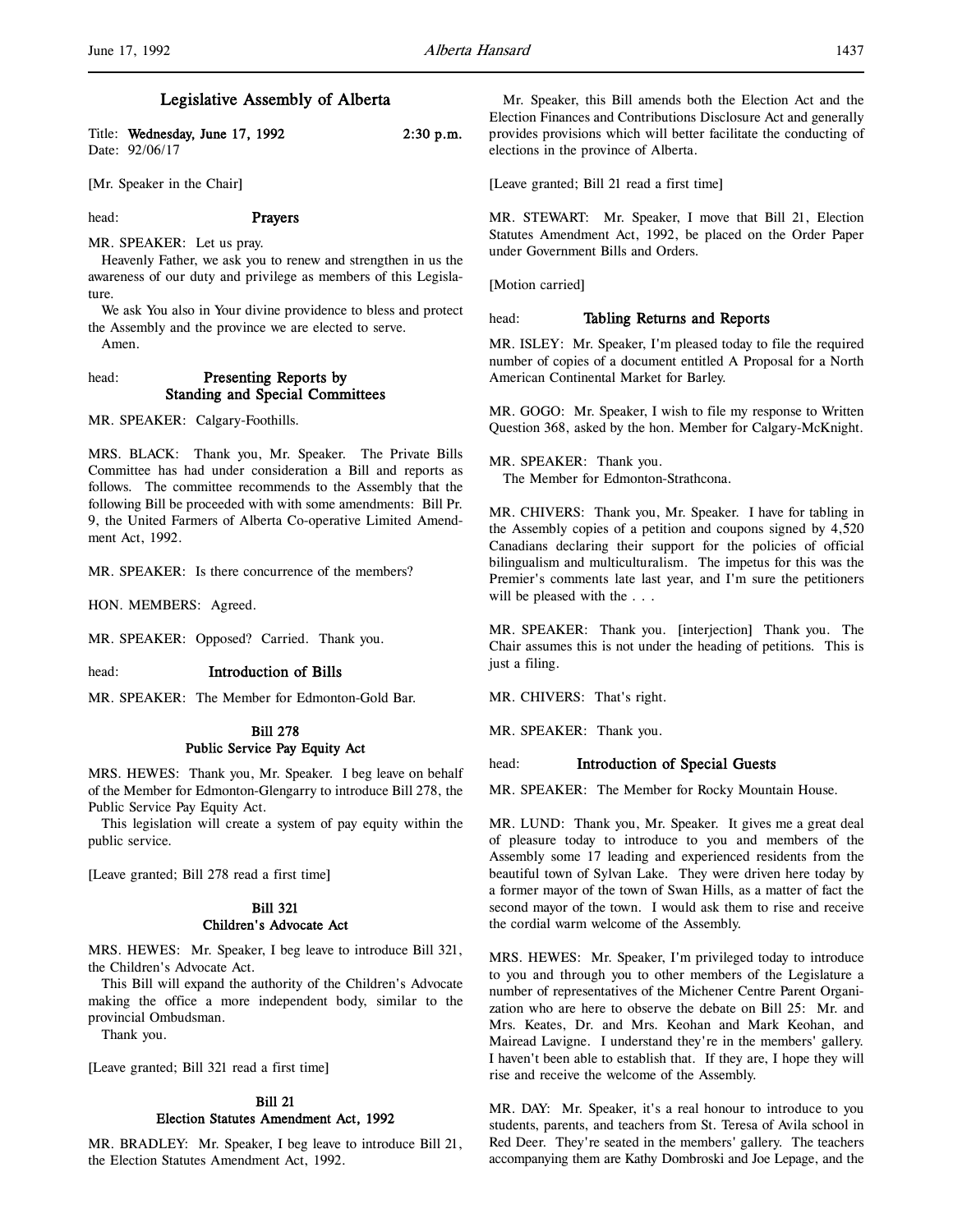# Legislative Assembly of Alberta

Title: **Wednesday, June 17, 1992** **2:30 p.m.**
Date: 92/06/17

[Mr. Speaker in the Chair]

head: **Prayers**

MR. SPEAKER: Let us pray.

Heavenly Father, we ask you to renew and strengthen in us the awareness of our duty and privilege as members of this Legislature.

We ask You also in Your divine providence to bless and protect the Assembly and the province we are elected to serve.

Amen.

head: **Presenting Reports by Standing and Special Committees**

MR. SPEAKER: Calgary-Foothills.

MRS. BLACK: Thank you, Mr. Speaker. The Private Bills Committee has had under consideration a Bill and reports as follows. The committee recommends to the Assembly that the following Bill be proceeded with with some amendments: Bill Pr. 9, the United Farmers of Alberta Co-operative Limited Amendment Act, 1992.

MR. SPEAKER: Is there concurrence of the members?

HON. MEMBERS: Agreed.

MR. SPEAKER: Opposed? Carried. Thank you.

head: **Introduction of Bills**

MR. SPEAKER: The Member for Edmonton-Gold Bar.

**Bill 278**
**Public Service Pay Equity Act**

MRS. HEWES: Thank you, Mr. Speaker. I beg leave on behalf of the Member for Edmonton-Glengarry to introduce Bill 278, the Public Service Pay Equity Act.

This legislation will create a system of pay equity within the public service.

[Leave granted; Bill 278 read a first time]

**Bill 321**
**Children's Advocate Act**

MRS. HEWES: Mr. Speaker, I beg leave to introduce Bill 321, the Children's Advocate Act.

This Bill will expand the authority of the Children's Advocate making the office a more independent body, similar to the provincial Ombudsman.

Thank you.

[Leave granted; Bill 321 read a first time]

**Bill 21**
**Election Statutes Amendment Act, 1992**

MR. BRADLEY: Mr. Speaker, I beg leave to introduce Bill 21, the Election Statutes Amendment Act, 1992.

Mr. Speaker, this Bill amends both the Election Act and the Election Finances and Contributions Disclosure Act and generally provides provisions which will better facilitate the conducting of elections in the province of Alberta.

[Leave granted; Bill 21 read a first time]

MR. STEWART: Mr. Speaker, I move that Bill 21, Election Statutes Amendment Act, 1992, be placed on the Order Paper under Government Bills and Orders.

[Motion carried]

head: **Tabling Returns and Reports**

MR. ISLEY: Mr. Speaker, I'm pleased today to file the required number of copies of a document entitled A Proposal for a North American Continental Market for Barley.

MR. GOGO: Mr. Speaker, I wish to file my response to Written Question 368, asked by the hon. Member for Calgary-McKnight.

MR. SPEAKER: Thank you.

The Member for Edmonton-Strathcona.

MR. CHIVERS: Thank you, Mr. Speaker. I have for tabling in the Assembly copies of a petition and coupons signed by 4,520 Canadians declaring their support for the policies of official bilingualism and multiculturalism. The impetus for this was the Premier's comments late last year, and I'm sure the petitioners will be pleased with the . . .

MR. SPEAKER: Thank you. [interjection] Thank you. The Chair assumes this is not under the heading of petitions. This is just a filing.

MR. CHIVERS: That's right.

MR. SPEAKER: Thank you.

head: **Introduction of Special Guests**

MR. SPEAKER: The Member for Rocky Mountain House.

MR. LUND: Thank you, Mr. Speaker. It gives me a great deal of pleasure today to introduce to you and members of the Assembly some 17 leading and experienced residents from the beautiful town of Sylvan Lake. They were driven here today by a former mayor of the town of Swan Hills, as a matter of fact the second mayor of the town. I would ask them to rise and receive the cordial warm welcome of the Assembly.

MRS. HEWES: Mr. Speaker, I'm privileged today to introduce to you and through you to other members of the Legislature a number of representatives of the Michener Centre Parent Organization who are here to observe the debate on Bill 25: Mr. and Mrs. Keates, Dr. and Mrs. Keohan and Mark Keohan, and Mairead Lavigne. I understand they're in the members' gallery. I haven't been able to establish that. If they are, I hope they will rise and receive the welcome of the Assembly.

MR. DAY: Mr. Speaker, it's a real honour to introduce to you students, parents, and teachers from St. Teresa of Avila school in Red Deer. They're seated in the members' gallery. The teachers accompanying them are Kathy Dombroski and Joe Lepage, and the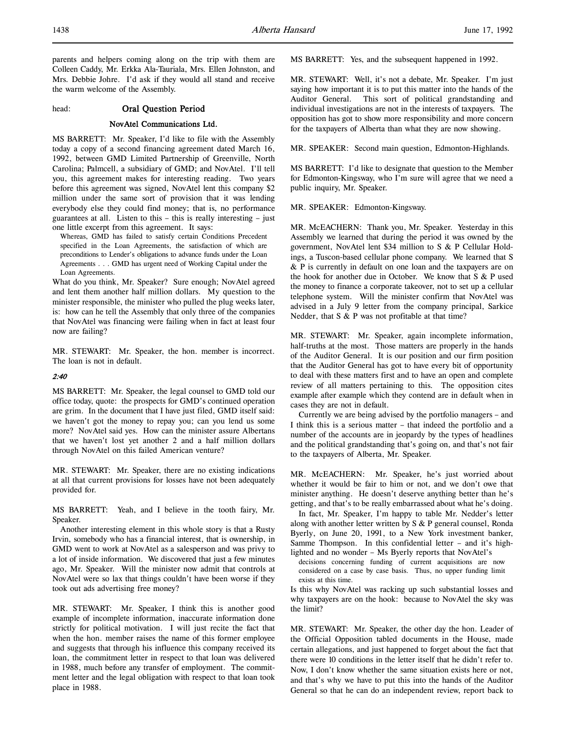parents and helpers coming along on the trip with them are Colleen Caddy, Mr. Erkka Ala-Tauriala, Mrs. Ellen Johnston, and Mrs. Debbie Johre. I'd ask if they would all stand and receive the warm welcome of the Assembly.

head: **Oral Question Period**

## NovAtel Communications Ltd.

MS BARRETT: Mr. Speaker, I'd like to file with the Assembly today a copy of a second financing agreement dated March 16, 1992, between GMD Limited Partnership of Greenville, North Carolina; Palmcell, a subsidiary of GMD; and NovAtel. I'll tell you, this agreement makes for interesting reading. Two years before this agreement was signed, NovAtel lent this company $2 million under the same sort of provision that it was lending everybody else they could find money; that is, no performance guarantees at all. Listen to this – this is really interesting – just one little excerpt from this agreement. It says:

> Whereas, GMD has failed to satisfy certain Conditions Precedent specified in the Loan Agreements, the satisfaction of which are preconditions to Lender's obligations to advance funds under the Loan Agreements . . . GMD has urgent need of Working Capital under the Loan Agreements.

What do you think, Mr. Speaker? Sure enough; NovAtel agreed and lent them another half million dollars. My question to the minister responsible, the minister who pulled the plug weeks later, is: how can he tell the Assembly that only three of the companies that NovAtel was financing were failing when in fact at least four now are failing?

MR. STEWART: Mr. Speaker, the hon. member is incorrect. The loan is not in default.

*2:40*

MS BARRETT: Mr. Speaker, the legal counsel to GMD told our office today, quote: the prospects for GMD's continued operation are grim. In the document that I have just filed, GMD itself said: we haven't got the money to repay you; can you lend us some more? NovAtel said yes. How can the minister assure Albertans that we haven't lost yet another 2 and a half million dollars through NovAtel on this failed American venture?

MR. STEWART: Mr. Speaker, there are no existing indications at all that current provisions for losses have not been adequately provided for.

MS BARRETT: Yeah, and I believe in the tooth fairy, Mr. Speaker.

Another interesting element in this whole story is that a Rusty Irvin, somebody who has a financial interest, that is ownership, in GMD went to work at NovAtel as a salesperson and was privy to a lot of inside information. We discovered that just a few minutes ago, Mr. Speaker. Will the minister now admit that controls at NovAtel were so lax that things couldn't have been worse if they took out ads advertising free money?

MR. STEWART: Mr. Speaker, I think this is another good example of incomplete information, inaccurate information done strictly for political motivation. I will just recite the fact that when the hon. member raises the name of this former employee and suggests that through his influence this company received its loan, the commitment letter in respect to that loan was delivered in 1988, much before any transfer of employment. The commitment letter and the legal obligation with respect to that loan took place in 1988.

MS BARRETT: Yes, and the subsequent happened in 1992.

MR. STEWART: Well, it's not a debate, Mr. Speaker. I'm just saying how important it is to put this matter into the hands of the Auditor General. This sort of political grandstanding and individual investigations are not in the interests of taxpayers. The opposition has got to show more responsibility and more concern for the taxpayers of Alberta than what they are now showing.

MR. SPEAKER: Second main question, Edmonton-Highlands.

MS BARRETT: I'd like to designate that question to the Member for Edmonton-Kingsway, who I'm sure will agree that we need a public inquiry, Mr. Speaker.

MR. SPEAKER: Edmonton-Kingsway.

MR. McEACHERN: Thank you, Mr. Speaker. Yesterday in this Assembly we learned that during the period it was owned by the government, NovAtel lent $34 million to S & P Cellular Holdings, a Tuscon-based cellular phone company. We learned that S & P is currently in default on one loan and the taxpayers are on the hook for another due in October. We know that S & P used the money to finance a corporate takeover, not to set up a cellular telephone system. Will the minister confirm that NovAtel was advised in a July 9 letter from the company principal, Sarkice Nedder, that S & P was not profitable at that time?

MR. STEWART: Mr. Speaker, again incomplete information, half-truths at the most. Those matters are properly in the hands of the Auditor General. It is our position and our firm position that the Auditor General has got to have every bit of opportunity to deal with these matters first and to have an open and complete review of all matters pertaining to this. The opposition cites example after example which they contend are in default when in cases they are not in default.

Currently we are being advised by the portfolio managers – and I think this is a serious matter – that indeed the portfolio and a number of the accounts are in jeopardy by the types of headlines and the political grandstanding that's going on, and that's not fair to the taxpayers of Alberta, Mr. Speaker.

MR. McEACHERN: Mr. Speaker, he's just worried about whether it would be fair to him or not, and we don't owe that minister anything. He doesn't deserve anything better than he's getting, and that's to be really embarrassed about what he's doing.

In fact, Mr. Speaker, I'm happy to table Mr. Nedder's letter along with another letter written by S & P general counsel, Ronda Byerly, on June 20, 1991, to a New York investment banker, Samme Thompson. In this confidential letter – and it's highlighted and no wonder – Ms Byerly reports that NovAtel's

> decisions concerning funding of current acquisitions are now considered on a case by case basis. Thus, no upper funding limit exists at this time.

Is this why NovAtel was racking up such substantial losses and why taxpayers are on the hook: because to NovAtel the sky was the limit?

MR. STEWART: Mr. Speaker, the other day the hon. Leader of the Official Opposition tabled documents in the House, made certain allegations, and just happened to forget about the fact that there were 10 conditions in the letter itself that he didn't refer to. Now, I don't know whether the same situation exists here or not, and that's why we have to put this into the hands of the Auditor General so that he can do an independent review, report back to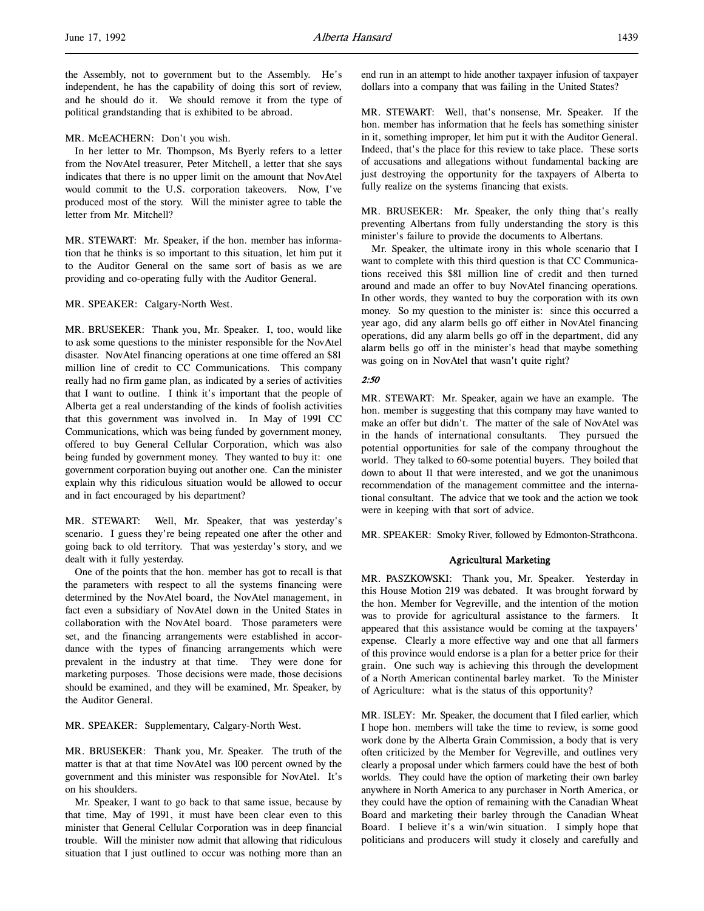the Assembly, not to government but to the Assembly. He's independent, he has the capability of doing this sort of review, and he should do it. We should remove it from the type of political grandstanding that is exhibited to be abroad.

MR. McEACHERN: Don't you wish.

In her letter to Mr. Thompson, Ms Byerly refers to a letter from the NovAtel treasurer, Peter Mitchell, a letter that she says indicates that there is no upper limit on the amount that NovAtel would commit to the U.S. corporation takeovers. Now, I've produced most of the story. Will the minister agree to table the letter from Mr. Mitchell?

MR. STEWART: Mr. Speaker, if the hon. member has information that he thinks is so important to this situation, let him put it to the Auditor General on the same sort of basis as we are providing and co-operating fully with the Auditor General.

MR. SPEAKER: Calgary-North West.

MR. BRUSEKER: Thank you, Mr. Speaker. I, too, would like to ask some questions to the minister responsible for the NovAtel disaster. NovAtel financing operations at one time offered an $81 million line of credit to CC Communications. This company really had no firm game plan, as indicated by a series of activities that I want to outline. I think it's important that the people of Alberta get a real understanding of the kinds of foolish activities that this government was involved in. In May of 1991 CC Communications, which was being funded by government money, offered to buy General Cellular Corporation, which was also being funded by government money. They wanted to buy it: one government corporation buying out another one. Can the minister explain why this ridiculous situation would be allowed to occur and in fact encouraged by his department?

MR. STEWART: Well, Mr. Speaker, that was yesterday's scenario. I guess they're being repeated one after the other and going back to old territory. That was yesterday's story, and we dealt with it fully yesterday.

One of the points that the hon. member has got to recall is that the parameters with respect to all the systems financing were determined by the NovAtel board, the NovAtel management, in fact even a subsidiary of NovAtel down in the United States in collaboration with the NovAtel board. Those parameters were set, and the financing arrangements were established in accordance with the types of financing arrangements which were prevalent in the industry at that time. They were done for marketing purposes. Those decisions were made, those decisions should be examined, and they will be examined, Mr. Speaker, by the Auditor General.

MR. SPEAKER: Supplementary, Calgary-North West.

MR. BRUSEKER: Thank you, Mr. Speaker. The truth of the matter is that at that time NovAtel was 100 percent owned by the government and this minister was responsible for NovAtel. It's on his shoulders.

Mr. Speaker, I want to go back to that same issue, because by that time, May of 1991, it must have been clear even to this minister that General Cellular Corporation was in deep financial trouble. Will the minister now admit that allowing that ridiculous situation that I just outlined to occur was nothing more than an end run in an attempt to hide another taxpayer infusion of taxpayer dollars into a company that was failing in the United States?

MR. STEWART: Well, that's nonsense, Mr. Speaker. If the hon. member has information that he feels has something sinister in it, something improper, let him put it with the Auditor General. Indeed, that's the place for this review to take place. These sorts of accusations and allegations without fundamental backing are just destroying the opportunity for the taxpayers of Alberta to fully realize on the systems financing that exists.

MR. BRUSEKER: Mr. Speaker, the only thing that's really preventing Albertans from fully understanding the story is this minister's failure to provide the documents to Albertans.

Mr. Speaker, the ultimate irony in this whole scenario that I want to complete with this third question is that CC Communications received this $81 million line of credit and then turned around and made an offer to buy NovAtel financing operations. In other words, they wanted to buy the corporation with its own money. So my question to the minister is: since this occurred a year ago, did any alarm bells go off either in NovAtel financing operations, did any alarm bells go off in the department, did any alarm bells go off in the minister's head that maybe something was going on in NovAtel that wasn't quite right?

*2:50*

MR. STEWART: Mr. Speaker, again we have an example. The hon. member is suggesting that this company may have wanted to make an offer but didn't. The matter of the sale of NovAtel was in the hands of international consultants. They pursued the potential opportunities for sale of the company throughout the world. They talked to 60-some potential buyers. They boiled that down to about 11 that were interested, and we got the unanimous recommendation of the management committee and the international consultant. The advice that we took and the action we took were in keeping with that sort of advice.

MR. SPEAKER: Smoky River, followed by Edmonton-Strathcona.

### Agricultural Marketing

MR. PASZKOWSKI: Thank you, Mr. Speaker. Yesterday in this House Motion 219 was debated. It was brought forward by the hon. Member for Vegreville, and the intention of the motion was to provide for agricultural assistance to the farmers. It appeared that this assistance would be coming at the taxpayers' expense. Clearly a more effective way and one that all farmers of this province would endorse is a plan for a better price for their grain. One such way is achieving this through the development of a North American continental barley market. To the Minister of Agriculture: what is the status of this opportunity?

MR. ISLEY: Mr. Speaker, the document that I filed earlier, which I hope hon. members will take the time to review, is some good work done by the Alberta Grain Commission, a body that is very often criticized by the Member for Vegreville, and outlines very clearly a proposal under which farmers could have the best of both worlds. They could have the option of marketing their own barley anywhere in North America to any purchaser in North America, or they could have the option of remaining with the Canadian Wheat Board and marketing their barley through the Canadian Wheat Board. I believe it's a win/win situation. I simply hope that politicians and producers will study it closely and carefully and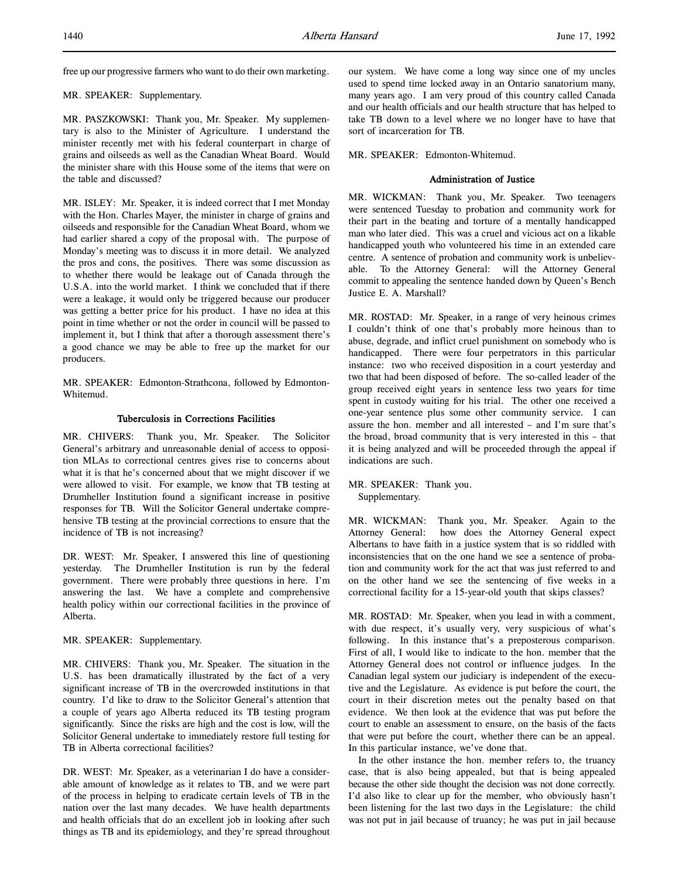free up our progressive farmers who want to do their own marketing.

MR. SPEAKER: Supplementary.

MR. PASZKOWSKI: Thank you, Mr. Speaker. My supplementary is also to the Minister of Agriculture. I understand the minister recently met with his federal counterpart in charge of grains and oilseeds as well as the Canadian Wheat Board. Would the minister share with this House some of the items that were on the table and discussed?

MR. ISLEY: Mr. Speaker, it is indeed correct that I met Monday with the Hon. Charles Mayer, the minister in charge of grains and oilseeds and responsible for the Canadian Wheat Board, whom we had earlier shared a copy of the proposal with. The purpose of Monday's meeting was to discuss it in more detail. We analyzed the pros and cons, the positives. There was some discussion as to whether there would be leakage out of Canada through the U.S.A. into the world market. I think we concluded that if there were a leakage, it would only be triggered because our producer was getting a better price for his product. I have no idea at this point in time whether or not the order in council will be passed to implement it, but I think that after a thorough assessment there's a good chance we may be able to free up the market for our producers.

MR. SPEAKER: Edmonton-Strathcona, followed by Edmonton-Whitemud.

### Tuberculosis in Corrections Facilities

MR. CHIVERS: Thank you, Mr. Speaker. The Solicitor General's arbitrary and unreasonable denial of access to opposition MLAs to correctional centres gives rise to concerns about what it is that he's concerned about that we might discover if we were allowed to visit. For example, we know that TB testing at Drumheller Institution found a significant increase in positive responses for TB. Will the Solicitor General undertake comprehensive TB testing at the provincial corrections to ensure that the incidence of TB is not increasing?

DR. WEST: Mr. Speaker, I answered this line of questioning yesterday. The Drumheller Institution is run by the federal government. There were probably three questions in here. I'm answering the last. We have a complete and comprehensive health policy within our correctional facilities in the province of Alberta.

MR. SPEAKER: Supplementary.

MR. CHIVERS: Thank you, Mr. Speaker. The situation in the U.S. has been dramatically illustrated by the fact of a very significant increase of TB in the overcrowded institutions in that country. I'd like to draw to the Solicitor General's attention that a couple of years ago Alberta reduced its TB testing program significantly. Since the risks are high and the cost is low, will the Solicitor General undertake to immediately restore full testing for TB in Alberta correctional facilities?

DR. WEST: Mr. Speaker, as a veterinarian I do have a considerable amount of knowledge as it relates to TB, and we were part of the process in helping to eradicate certain levels of TB in the nation over the last many decades. We have health departments and health officials that do an excellent job in looking after such things as TB and its epidemiology, and they're spread throughout our system. We have come a long way since one of my uncles used to spend time locked away in an Ontario sanatorium many, many years ago. I am very proud of this country called Canada and our health officials and our health structure that has helped to take TB down to a level where we no longer have to have that sort of incarceration for TB.

MR. SPEAKER: Edmonton-Whitemud.

### Administration of Justice

MR. WICKMAN: Thank you, Mr. Speaker. Two teenagers were sentenced Tuesday to probation and community work for their part in the beating and torture of a mentally handicapped man who later died. This was a cruel and vicious act on a likable handicapped youth who volunteered his time in an extended care centre. A sentence of probation and community work is unbelievable. To the Attorney General: will the Attorney General commit to appealing the sentence handed down by Queen's Bench Justice E. A. Marshall?

MR. ROSTAD: Mr. Speaker, in a range of very heinous crimes I couldn't think of one that's probably more heinous than to abuse, degrade, and inflict cruel punishment on somebody who is handicapped. There were four perpetrators in this particular instance: two who received disposition in a court yesterday and two that had been disposed of before. The so-called leader of the group received eight years in sentence less two years for time spent in custody waiting for his trial. The other one received a one-year sentence plus some other community service. I can assure the hon. member and all interested – and I'm sure that's the broad, broad community that is very interested in this – that it is being analyzed and will be proceeded through the appeal if indications are such.

MR. SPEAKER: Thank you.
Supplementary.

MR. WICKMAN: Thank you, Mr. Speaker. Again to the Attorney General: how does the Attorney General expect Albertans to have faith in a justice system that is so riddled with inconsistencies that on the one hand we see a sentence of probation and community work for the act that was just referred to and on the other hand we see the sentencing of five weeks in a correctional facility for a 15-year-old youth that skips classes?

MR. ROSTAD: Mr. Speaker, when you lead in with a comment, with due respect, it's usually very, very suspicious of what's following. In this instance that's a preposterous comparison. First of all, I would like to indicate to the hon. member that the Attorney General does not control or influence judges. In the Canadian legal system our judiciary is independent of the executive and the Legislature. As evidence is put before the court, the court in their discretion metes out the penalty based on that evidence. We then look at the evidence that was put before the court to enable an assessment to ensure, on the basis of the facts that were put before the court, whether there can be an appeal. In this particular instance, we've done that.

In the other instance the hon. member refers to, the truancy case, that is also being appealed, but that is being appealed because the other side thought the decision was not done correctly. I'd also like to clear up for the member, who obviously hasn't been listening for the last two days in the Legislature: the child was not put in jail because of truancy; he was put in jail because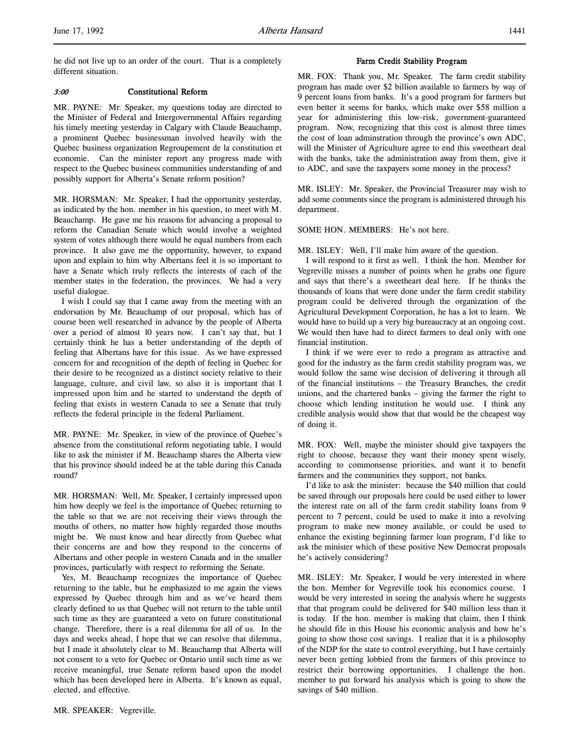he did not live up to an order of the court. That is a completely different situation.

*3:00* **Constitutional Reform**

MR. PAYNE: Mr. Speaker, my questions today are directed to the Minister of Federal and Intergovernmental Affairs regarding his timely meeting yesterday in Calgary with Claude Beauchamp, a prominent Quebec businessman involved heavily with the Quebec business organization Regroupement de la constitution et economie. Can the minister report any progress made with respect to the Quebec business communities understanding of and possibly support for Alberta's Senate reform position?

MR. HORSMAN: Mr. Speaker, I had the opportunity yesterday, as indicated by the hon. member in his question, to meet with M. Beauchamp. He gave me his reasons for advancing a proposal to reform the Canadian Senate which would involve a weighted system of votes although there would be equal numbers from each province. It also gave me the opportunity, however, to expand upon and explain to him why Albertans feel it is so important to have a Senate which truly reflects the interests of each of the member states in the federation, the provinces. We had a very useful dialogue.

I wish I could say that I came away from the meeting with an endorsation by Mr. Beauchamp of our proposal, which has of course been well researched in advance by the people of Alberta over a period of almost 10 years now. I can't say that, but I certainly think he has a better understanding of the depth of feeling that Albertans have for this issue. As we have expressed concern for and recognition of the depth of feeling in Quebec for their desire to be recognized as a distinct society relative to their language, culture, and civil law, so also it is important that I impressed upon him and he started to understand the depth of feeling that exists in western Canada to see a Senate that truly reflects the federal principle in the federal Parliament.

MR. PAYNE: Mr. Speaker, in view of the province of Quebec's absence from the constitutional reform negotiating table, I would like to ask the minister if M. Beauchamp shares the Alberta view that his province should indeed be at the table during this Canada round?

MR. HORSMAN: Well, Mr. Speaker, I certainly impressed upon him how deeply we feel is the importance of Quebec returning to the table so that we are not receiving their views through the mouths of others, no matter how highly regarded those mouths might be. We must know and hear directly from Quebec what their concerns are and how they respond to the concerns of Albertans and other people in western Canada and in the smaller provinces, particularly with respect to reforming the Senate.

Yes, M. Beauchamp recognizes the importance of Quebec returning to the table, but he emphasized to me again the views expressed by Quebec through him and as we've heard them clearly defined to us that Quebec will not return to the table until such time as they are guaranteed a veto on future constitutional change. Therefore, there is a real dilemma for all of us. In the days and weeks ahead, I hope that we can resolve that dilemma, but I made it absolutely clear to M. Beauchamp that Alberta will not consent to a veto for Quebec or Ontario until such time as we receive meaningful, true Senate reform based upon the model which has been developed here in Alberta. It's known as equal, elected, and effective.

MR. SPEAKER: Vegreville.

**Farm Credit Stability Program**

MR. FOX: Thank you, Mr. Speaker. The farm credit stability program has made over $2 billion available to farmers by way of 9 percent loans from banks. It's a good program for farmers but even better it seems for banks, which make over $58 million a year for administering this low-risk, government-guaranteed program. Now, recognizing that this cost is almost three times the cost of loan adminstration through the province's own ADC, will the Minister of Agriculture agree to end this sweetheart deal with the banks, take the administration away from them, give it to ADC, and save the taxpayers some money in the process?

MR. ISLEY: Mr. Speaker, the Provincial Treasurer may wish to add some comments since the program is administered through his department.

SOME HON. MEMBERS: He's not here.

MR. ISLEY: Well, I'll make him aware of the question.

I will respond to it first as well. I think the hon. Member for Vegreville misses a number of points when he grabs one figure and says that there's a sweetheart deal here. If he thinks the thousands of loans that were done under the farm credit stability program could be delivered through the organization of the Agricultural Development Corporation, he has a lot to learn. We would have to build up a very big bureaucracy at an ongoing cost. We would then have had to direct farmers to deal only with one financial institution.

I think if we were ever to redo a program as attractive and good for the industry as the farm credit stability program was, we would follow the same wise decision of delivering it through all of the financial institutions – the Treasury Branches, the credit unions, and the chartered banks – giving the farmer the right to choose which lending institution he would use. I think any credible analysis would show that that would be the cheapest way of doing it.

MR. FOX: Well, maybe the minister should give taxpayers the right to choose, because they want their money spent wisely, according to commonsense priorities, and want it to benefit farmers and the communities they support, not banks.

I'd like to ask the minister: because the $40 million that could be saved through our proposals here could be used either to lower the interest rate on all of the farm credit stability loans from 9 percent to 7 percent, could be used to make it into a revolving program to make new money available, or could be used to enhance the existing beginning farmer loan program, I'd like to ask the minister which of these positive New Democrat proposals he's actively considering?

MR. ISLEY: Mr. Speaker, I would be very interested in where the hon. Member for Vegreville took his economics course. I would be very interested in seeing the analysis where he suggests that that program could be delivered for $40 million less than it is today. If the hon. member is making that claim, then I think he should file in this House his economic analysis and how he's going to show those cost savings. I realize that it is a philosophy of the NDP for the state to control everything, but I have certainly never been getting lobbied from the farmers of this province to restrict their borrowing opportunities. I challenge the hon. member to put forward his analysis which is going to show the savings of $40 million.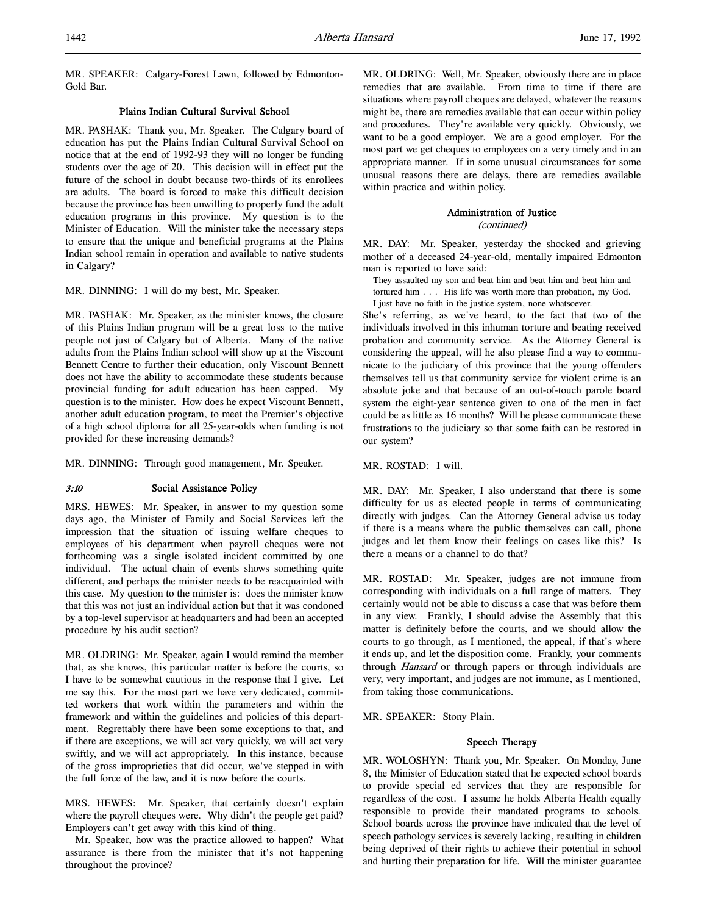MR. SPEAKER: Calgary-Forest Lawn, followed by Edmonton-Gold Bar.

### Plains Indian Cultural Survival School

MR. PASHAK: Thank you, Mr. Speaker. The Calgary board of education has put the Plains Indian Cultural Survival School on notice that at the end of 1992-93 they will no longer be funding students over the age of 20. This decision will in effect put the future of the school in doubt because two-thirds of its enrollees are adults. The board is forced to make this difficult decision because the province has been unwilling to properly fund the adult education programs in this province. My question is to the Minister of Education. Will the minister take the necessary steps to ensure that the unique and beneficial programs at the Plains Indian school remain in operation and available to native students in Calgary?

MR. DINNING: I will do my best, Mr. Speaker.

MR. PASHAK: Mr. Speaker, as the minister knows, the closure of this Plains Indian program will be a great loss to the native people not just of Calgary but of Alberta. Many of the native adults from the Plains Indian school will show up at the Viscount Bennett Centre to further their education, only Viscount Bennett does not have the ability to accommodate these students because provincial funding for adult education has been capped. My question is to the minister. How does he expect Viscount Bennett, another adult education program, to meet the Premier's objective of a high school diploma for all 25-year-olds when funding is not provided for these increasing demands?

MR. DINNING: Through good management, Mr. Speaker.

### *3:10* Social Assistance Policy

MRS. HEWES: Mr. Speaker, in answer to my question some days ago, the Minister of Family and Social Services left the impression that the situation of issuing welfare cheques to employees of his department when payroll cheques were not forthcoming was a single isolated incident committed by one individual. The actual chain of events shows something quite different, and perhaps the minister needs to be reacquainted with this case. My question to the minister is: does the minister know that this was not just an individual action but that it was condoned by a top-level supervisor at headquarters and had been an accepted procedure by his audit section?

MR. OLDRING: Mr. Speaker, again I would remind the member that, as she knows, this particular matter is before the courts, so I have to be somewhat cautious in the response that I give. Let me say this. For the most part we have very dedicated, committed workers that work within the parameters and within the framework and within the guidelines and policies of this department. Regrettably there have been some exceptions to that, and if there are exceptions, we will act very quickly, we will act very swiftly, and we will act appropriately. In this instance, because of the gross improprieties that did occur, we've stepped in with the full force of the law, and it is now before the courts.

MRS. HEWES: Mr. Speaker, that certainly doesn't explain where the payroll cheques were. Why didn't the people get paid? Employers can't get away with this kind of thing.

Mr. Speaker, how was the practice allowed to happen? What assurance is there from the minister that it's not happening throughout the province?

MR. OLDRING: Well, Mr. Speaker, obviously there are in place remedies that are available. From time to time if there are situations where payroll cheques are delayed, whatever the reasons might be, there are remedies available that can occur within policy and procedures. They're available very quickly. Obviously, we want to be a good employer. We are a good employer. For the most part we get cheques to employees on a very timely and in an appropriate manner. If in some unusual circumstances for some unusual reasons there are delays, there are remedies available within practice and within policy.

### Administration of Justice
*(continued)*

MR. DAY: Mr. Speaker, yesterday the shocked and grieving mother of a deceased 24-year-old, mentally impaired Edmonton man is reported to have said:

> They assaulted my son and beat him and beat him and beat him and tortured him . . . His life was worth more than probation, my God. I just have no faith in the justice system, none whatsoever.

She's referring, as we've heard, to the fact that two of the individuals involved in this inhuman torture and beating received probation and community service. As the Attorney General is considering the appeal, will he also please find a way to communicate to the judiciary of this province that the young offenders themselves tell us that community service for violent crime is an absolute joke and that because of an out-of-touch parole board system the eight-year sentence given to one of the men in fact could be as little as 16 months? Will he please communicate these frustrations to the judiciary so that some faith can be restored in our system?

MR. ROSTAD: I will.

MR. DAY: Mr. Speaker, I also understand that there is some difficulty for us as elected people in terms of communicating directly with judges. Can the Attorney General advise us today if there is a means where the public themselves can call, phone judges and let them know their feelings on cases like this? Is there a means or a channel to do that?

MR. ROSTAD: Mr. Speaker, judges are not immune from corresponding with individuals on a full range of matters. They certainly would not be able to discuss a case that was before them in any view. Frankly, I should advise the Assembly that this matter is definitely before the courts, and we should allow the courts to go through, as I mentioned, the appeal, if that's where it ends up, and let the disposition come. Frankly, your comments through *Hansard* or through papers or through individuals are very, very important, and judges are not immune, as I mentioned, from taking those communications.

MR. SPEAKER: Stony Plain.

### Speech Therapy

MR. WOLOSHYN: Thank you, Mr. Speaker. On Monday, June 8, the Minister of Education stated that he expected school boards to provide special ed services that they are responsible for regardless of the cost. I assume he holds Alberta Health equally responsible to provide their mandated programs to schools. School boards across the province have indicated that the level of speech pathology services is severely lacking, resulting in children being deprived of their rights to achieve their potential in school and hurting their preparation for life. Will the minister guarantee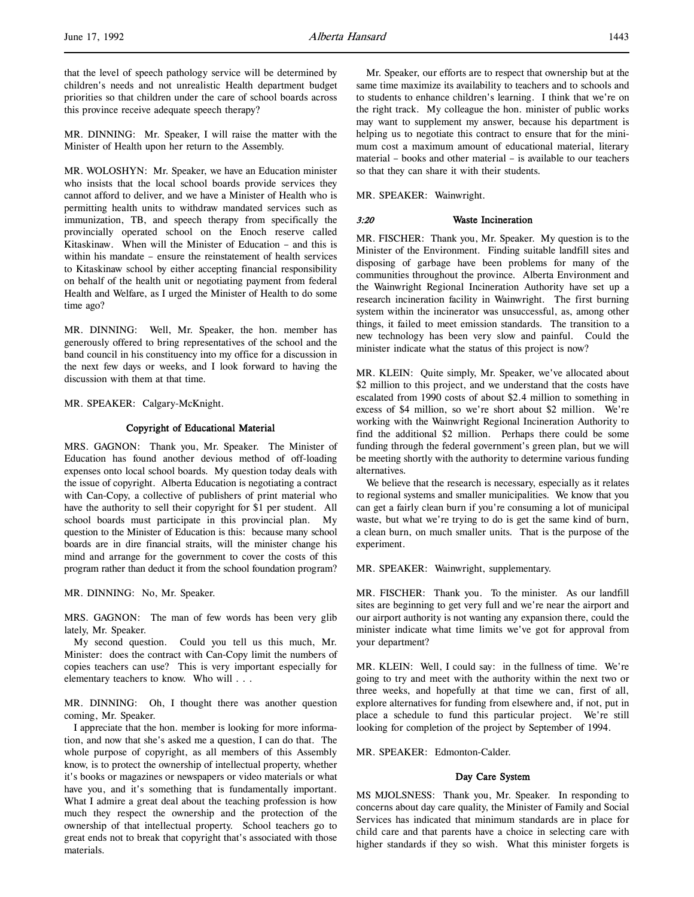that the level of speech pathology service will be determined by children's needs and not unrealistic Health department budget priorities so that children under the care of school boards across this province receive adequate speech therapy?

MR. DINNING: Mr. Speaker, I will raise the matter with the Minister of Health upon her return to the Assembly.

MR. WOLOSHYN: Mr. Speaker, we have an Education minister who insists that the local school boards provide services they cannot afford to deliver, and we have a Minister of Health who is permitting health units to withdraw mandated services such as immunization, TB, and speech therapy from specifically the provincially operated school on the Enoch reserve called Kitaskinaw. When will the Minister of Education – and this is within his mandate – ensure the reinstatement of health services to Kitaskinaw school by either accepting financial responsibility on behalf of the health unit or negotiating payment from federal Health and Welfare, as I urged the Minister of Health to do some time ago?

MR. DINNING: Well, Mr. Speaker, the hon. member has generously offered to bring representatives of the school and the band council in his constituency into my office for a discussion in the next few days or weeks, and I look forward to having the discussion with them at that time.

MR. SPEAKER: Calgary-McKnight.

### Copyright of Educational Material

MRS. GAGNON: Thank you, Mr. Speaker. The Minister of Education has found another devious method of off-loading expenses onto local school boards. My question today deals with the issue of copyright. Alberta Education is negotiating a contract with Can-Copy, a collective of publishers of print material who have the authority to sell their copyright for $1 per student. All school boards must participate in this provincial plan. My question to the Minister of Education is this: because many school boards are in dire financial straits, will the minister change his mind and arrange for the government to cover the costs of this program rather than deduct it from the school foundation program?

MR. DINNING: No, Mr. Speaker.

MRS. GAGNON: The man of few words has been very glib lately, Mr. Speaker.

My second question. Could you tell us this much, Mr. Minister: does the contract with Can-Copy limit the numbers of copies teachers can use? This is very important especially for elementary teachers to know. Who will . . .

MR. DINNING: Oh, I thought there was another question coming, Mr. Speaker.

I appreciate that the hon. member is looking for more information, and now that she's asked me a question, I can do that. The whole purpose of copyright, as all members of this Assembly know, is to protect the ownership of intellectual property, whether it's books or magazines or newspapers or video materials or what have you, and it's something that is fundamentally important. What I admire a great deal about the teaching profession is how much they respect the ownership and the protection of the ownership of that intellectual property. School teachers go to great ends not to break that copyright that's associated with those materials.

Mr. Speaker, our efforts are to respect that ownership but at the same time maximize its availability to teachers and to schools and to students to enhance children's learning. I think that we're on the right track. My colleague the hon. minister of public works may want to supplement my answer, because his department is helping us to negotiate this contract to ensure that for the minimum cost a maximum amount of educational material, literary material – books and other material – is available to our teachers so that they can share it with their students.

MR. SPEAKER: Wainwright.

### *3:20* Waste Incineration

MR. FISCHER: Thank you, Mr. Speaker. My question is to the Minister of the Environment. Finding suitable landfill sites and disposing of garbage have been problems for many of the communities throughout the province. Alberta Environment and the Wainwright Regional Incineration Authority have set up a research incineration facility in Wainwright. The first burning system within the incinerator was unsuccessful, as, among other things, it failed to meet emission standards. The transition to a new technology has been very slow and painful. Could the minister indicate what the status of this project is now?

MR. KLEIN: Quite simply, Mr. Speaker, we've allocated about $2 million to this project, and we understand that the costs have escalated from 1990 costs of about $2.4 million to something in excess of $4 million, so we're short about $2 million. We're working with the Wainwright Regional Incineration Authority to find the additional $2 million. Perhaps there could be some funding through the federal government's green plan, but we will be meeting shortly with the authority to determine various funding alternatives.

We believe that the research is necessary, especially as it relates to regional systems and smaller municipalities. We know that you can get a fairly clean burn if you're consuming a lot of municipal waste, but what we're trying to do is get the same kind of burn, a clean burn, on much smaller units. That is the purpose of the experiment.

MR. SPEAKER: Wainwright, supplementary.

MR. FISCHER: Thank you. To the minister. As our landfill sites are beginning to get very full and we're near the airport and our airport authority is not wanting any expansion there, could the minister indicate what time limits we've got for approval from your department?

MR. KLEIN: Well, I could say: in the fullness of time. We're going to try and meet with the authority within the next two or three weeks, and hopefully at that time we can, first of all, explore alternatives for funding from elsewhere and, if not, put in place a schedule to fund this particular project. We're still looking for completion of the project by September of 1994.

MR. SPEAKER: Edmonton-Calder.

### Day Care System

MS MJOLSNESS: Thank you, Mr. Speaker. In responding to concerns about day care quality, the Minister of Family and Social Services has indicated that minimum standards are in place for child care and that parents have a choice in selecting care with higher standards if they so wish. What this minister forgets is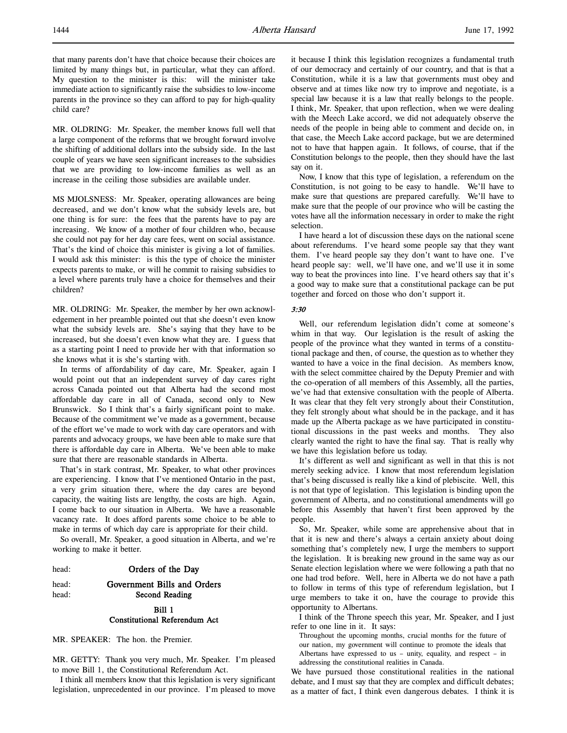that many parents don't have that choice because their choices are limited by many things but, in particular, what they can afford. My question to the minister is this: will the minister take immediate action to significantly raise the subsidies to low-income parents in the province so they can afford to pay for high-quality child care?

MR. OLDRING: Mr. Speaker, the member knows full well that a large component of the reforms that we brought forward involve the shifting of additional dollars into the subsidy side. In the last couple of years we have seen significant increases to the subsidies that we are providing to low-income families as well as an increase in the ceiling those subsidies are available under.

MS MJOLSNESS: Mr. Speaker, operating allowances are being decreased, and we don't know what the subsidy levels are, but one thing is for sure: the fees that the parents have to pay are increasing. We know of a mother of four children who, because she could not pay for her day care fees, went on social assistance. That's the kind of choice this minister is giving a lot of families. I would ask this minister: is this the type of choice the minister expects parents to make, or will he commit to raising subsidies to a level where parents truly have a choice for themselves and their children?

MR. OLDRING: Mr. Speaker, the member by her own acknowledgement in her preamble pointed out that she doesn't even know what the subsidy levels are. She's saying that they have to be increased, but she doesn't even know what they are. I guess that as a starting point I need to provide her with that information so she knows what it is she's starting with.

In terms of affordability of day care, Mr. Speaker, again I would point out that an independent survey of day cares right across Canada pointed out that Alberta had the second most affordable day care in all of Canada, second only to New Brunswick. So I think that's a fairly significant point to make. Because of the commitment we've made as a government, because of the effort we've made to work with day care operators and with parents and advocacy groups, we have been able to make sure that there is affordable day care in Alberta. We've been able to make sure that there are reasonable standards in Alberta.

That's in stark contrast, Mr. Speaker, to what other provinces are experiencing. I know that I've mentioned Ontario in the past, a very grim situation there, where the day cares are beyond capacity, the waiting lists are lengthy, the costs are high. Again, I come back to our situation in Alberta. We have a reasonable vacancy rate. It does afford parents some choice to be able to make in terms of which day care is appropriate for their child.

So overall, Mr. Speaker, a good situation in Alberta, and we're working to make it better.

head: **Orders of the Day**

head: **Government Bills and Orders**

head: **Second Reading**

**Bill 1**
**Constitutional Referendum Act**

MR. SPEAKER: The hon. the Premier.

MR. GETTY: Thank you very much, Mr. Speaker. I'm pleased to move Bill 1, the Constitutional Referendum Act.

I think all members know that this legislation is very significant legislation, unprecedented in our province. I'm pleased to move it because I think this legislation recognizes a fundamental truth of our democracy and certainly of our country, and that is that a Constitution, while it is a law that governments must obey and observe and at times like now try to improve and negotiate, is a special law because it is a law that really belongs to the people. I think, Mr. Speaker, that upon reflection, when we were dealing with the Meech Lake accord, we did not adequately observe the needs of the people in being able to comment and decide on, in that case, the Meech Lake accord package, but we are determined not to have that happen again. It follows, of course, that if the Constitution belongs to the people, then they should have the last say on it.

Now, I know that this type of legislation, a referendum on the Constitution, is not going to be easy to handle. We'll have to make sure that questions are prepared carefully. We'll have to make sure that the people of our province who will be casting the votes have all the information necessary in order to make the right selection.

I have heard a lot of discussion these days on the national scene about referendums. I've heard some people say that they want them. I've heard people say they don't want to have one. I've heard people say: well, we'll have one, and we'll use it in some way to beat the provinces into line. I've heard others say that it's a good way to make sure that a constitutional package can be put together and forced on those who don't support it.

*3:30*

Well, our referendum legislation didn't come at someone's whim in that way. Our legislation is the result of asking the people of the province what they wanted in terms of a constitutional package and then, of course, the question as to whether they wanted to have a voice in the final decision. As members know, with the select committee chaired by the Deputy Premier and with the co-operation of all members of this Assembly, all the parties, we've had that extensive consultation with the people of Alberta. It was clear that they felt very strongly about their Constitution, they felt strongly about what should be in the package, and it has made up the Alberta package as we have participated in constitutional discussions in the past weeks and months. They also clearly wanted the right to have the final say. That is really why we have this legislation before us today.

It's different as well and significant as well in that this is not merely seeking advice. I know that most referendum legislation that's being discussed is really like a kind of plebiscite. Well, this is not that type of legislation. This legislation is binding upon the government of Alberta, and no constitutional amendments will go before this Assembly that haven't first been approved by the people.

So, Mr. Speaker, while some are apprehensive about that in that it is new and there's always a certain anxiety about doing something that's completely new, I urge the members to support the legislation. It is breaking new ground in the same way as our Senate election legislation where we were following a path that no one had trod before. Well, here in Alberta we do not have a path to follow in terms of this type of referendum legislation, but I urge members to take it on, have the courage to provide this opportunity to Albertans.

I think of the Throne speech this year, Mr. Speaker, and I just refer to one line in it. It says:

> Throughout the upcoming months, crucial months for the future of our nation, my government will continue to promote the ideals that Albertans have expressed to us – unity, equality, and respect – in addressing the constitutional realities in Canada.

We have pursued those constitutional realities in the national debate, and I must say that they are complex and difficult debates; as a matter of fact, I think even dangerous debates. I think it is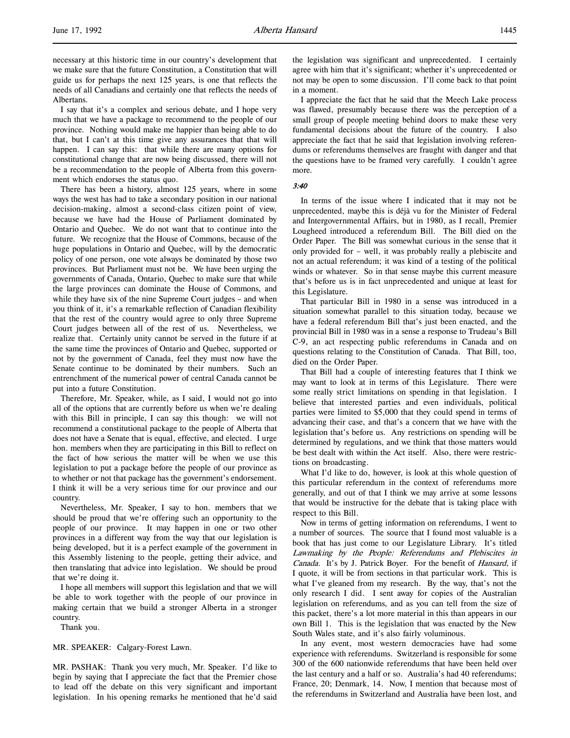necessary at this historic time in our country's development that we make sure that the future Constitution, a Constitution that will guide us for perhaps the next 125 years, is one that reflects the needs of all Canadians and certainly one that reflects the needs of Albertans.

I say that it's a complex and serious debate, and I hope very much that we have a package to recommend to the people of our province. Nothing would make me happier than being able to do that, but I can't at this time give any assurances that that will happen. I can say this: that while there are many options for constitutional change that are now being discussed, there will not be a recommendation to the people of Alberta from this government which endorses the status quo.

There has been a history, almost 125 years, where in some ways the west has had to take a secondary position in our national decision-making, almost a second-class citizen point of view, because we have had the House of Parliament dominated by Ontario and Quebec. We do not want that to continue into the future. We recognize that the House of Commons, because of the huge populations in Ontario and Quebec, will by the democratic policy of one person, one vote always be dominated by those two provinces. But Parliament must not be. We have been urging the governments of Canada, Ontario, Quebec to make sure that while the large provinces can dominate the House of Commons, and while they have six of the nine Supreme Court judges – and when you think of it, it's a remarkable reflection of Canadian flexibility that the rest of the country would agree to only three Supreme Court judges between all of the rest of us. Nevertheless, we realize that. Certainly unity cannot be served in the future if at the same time the provinces of Ontario and Quebec, supported or not by the government of Canada, feel they must now have the Senate continue to be dominated by their numbers. Such an entrenchment of the numerical power of central Canada cannot be put into a future Constitution.

Therefore, Mr. Speaker, while, as I said, I would not go into all of the options that are currently before us when we're dealing with this Bill in principle, I can say this though: we will not recommend a constitutional package to the people of Alberta that does not have a Senate that is equal, effective, and elected. I urge hon. members when they are participating in this Bill to reflect on the fact of how serious the matter will be when we use this legislation to put a package before the people of our province as to whether or not that package has the government's endorsement. I think it will be a very serious time for our province and our country.

Nevertheless, Mr. Speaker, I say to hon. members that we should be proud that we're offering such an opportunity to the people of our province. It may happen in one or two other provinces in a different way from the way that our legislation is being developed, but it is a perfect example of the government in this Assembly listening to the people, getting their advice, and then translating that advice into legislation. We should be proud that we're doing it.

I hope all members will support this legislation and that we will be able to work together with the people of our province in making certain that we build a stronger Alberta in a stronger country.

Thank you.

MR. SPEAKER: Calgary-Forest Lawn.

MR. PASHAK: Thank you very much, Mr. Speaker. I'd like to begin by saying that I appreciate the fact that the Premier chose to lead off the debate on this very significant and important legislation. In his opening remarks he mentioned that he'd said the legislation was significant and unprecedented. I certainly agree with him that it's significant; whether it's unprecedented or not may be open to some discussion. I'll come back to that point in a moment.

I appreciate the fact that he said that the Meech Lake process was flawed, presumably because there was the perception of a small group of people meeting behind doors to make these very fundamental decisions about the future of the country. I also appreciate the fact that he said that legislation involving referendums or referendums themselves are fraught with danger and that the questions have to be framed very carefully. I couldn't agree more.

*3:40*

In terms of the issue where I indicated that it may not be unprecedented, maybe this is déjà vu for the Minister of Federal and Intergovernmental Affairs, but in 1980, as I recall, Premier Lougheed introduced a referendum Bill. The Bill died on the Order Paper. The Bill was somewhat curious in the sense that it only provided for – well, it was probably really a plebiscite and not an actual referendum; it was kind of a testing of the political winds or whatever. So in that sense maybe this current measure that's before us is in fact unprecedented and unique at least for this Legislature.

That particular Bill in 1980 in a sense was introduced in a situation somewhat parallel to this situation today, because we have a federal referendum Bill that's just been enacted, and the provincial Bill in 1980 was in a sense a response to Trudeau's Bill C-9, an act respecting public referendums in Canada and on questions relating to the Constitution of Canada. That Bill, too, died on the Order Paper.

That Bill had a couple of interesting features that I think we may want to look at in terms of this Legislature. There were some really strict limitations on spending in that legislation. I believe that interested parties and even individuals, political parties were limited to $5,000 that they could spend in terms of advancing their case, and that's a concern that we have with the legislation that's before us. Any restrictions on spending will be determined by regulations, and we think that those matters would be best dealt with within the Act itself. Also, there were restrictions on broadcasting.

What I'd like to do, however, is look at this whole question of this particular referendum in the context of referendums more generally, and out of that I think we may arrive at some lessons that would be instructive for the debate that is taking place with respect to this Bill.

Now in terms of getting information on referendums, I went to a number of sources. The source that I found most valuable is a book that has just come to our Legislature Library. It's titled *Lawmaking by the People: Referendums and Plebiscites in Canada*. It's by J. Patrick Boyer. For the benefit of *Hansard*, if I quote, it will be from sections in that particular work. This is what I've gleaned from my research. By the way, that's not the only research I did. I sent away for copies of the Australian legislation on referendums, and as you can tell from the size of this packet, there's a lot more material in this than appears in our own Bill 1. This is the legislation that was enacted by the New South Wales state, and it's also fairly voluminous.

In any event, most western democracies have had some experience with referendums. Switzerland is responsible for some 300 of the 600 nationwide referendums that have been held over the last century and a half or so. Australia's had 40 referendums; France, 20; Denmark, 14. Now, I mention that because most of the referendums in Switzerland and Australia have been lost, and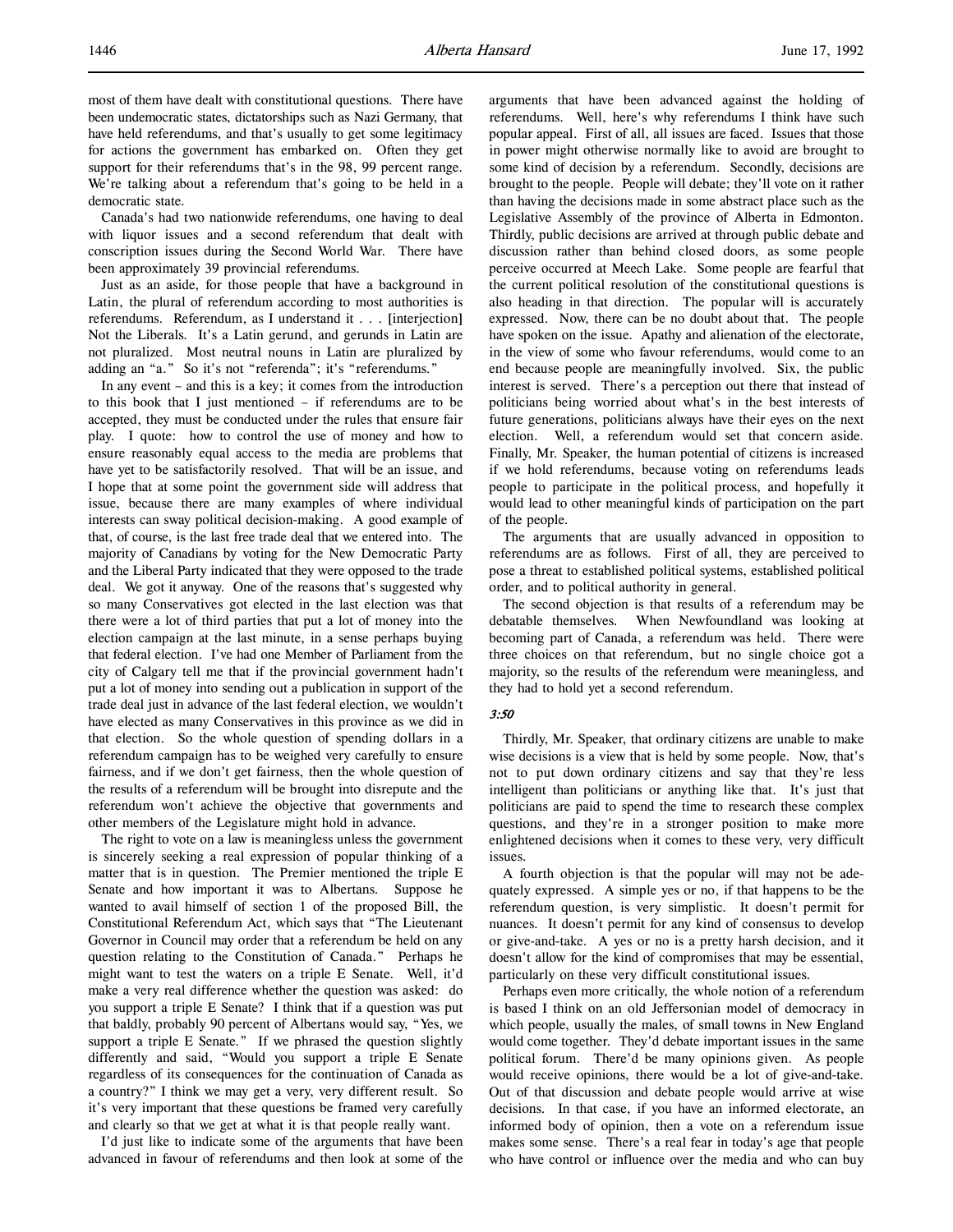most of them have dealt with constitutional questions. There have been undemocratic states, dictatorships such as Nazi Germany, that have held referendums, and that's usually to get some legitimacy for actions the government has embarked on. Often they get support for their referendums that's in the 98, 99 percent range. We're talking about a referendum that's going to be held in a democratic state.

Canada's had two nationwide referendums, one having to deal with liquor issues and a second referendum that dealt with conscription issues during the Second World War. There have been approximately 39 provincial referendums.

Just as an aside, for those people that have a background in Latin, the plural of referendum according to most authorities is referendums. Referendum, as I understand it . . . [interjection] Not the Liberals. It's a Latin gerund, and gerunds in Latin are not pluralized. Most neutral nouns in Latin are pluralized by adding an "a." So it's not "referenda"; it's "referendums."

In any event – and this is a key; it comes from the introduction to this book that I just mentioned – if referendums are to be accepted, they must be conducted under the rules that ensure fair play. I quote: how to control the use of money and how to ensure reasonably equal access to the media are problems that have yet to be satisfactorily resolved. That will be an issue, and I hope that at some point the government side will address that issue, because there are many examples of where individual interests can sway political decision-making. A good example of that, of course, is the last free trade deal that we entered into. The majority of Canadians by voting for the New Democratic Party and the Liberal Party indicated that they were opposed to the trade deal. We got it anyway. One of the reasons that's suggested why so many Conservatives got elected in the last election was that there were a lot of third parties that put a lot of money into the election campaign at the last minute, in a sense perhaps buying that federal election. I've had one Member of Parliament from the city of Calgary tell me that if the provincial government hadn't put a lot of money into sending out a publication in support of the trade deal just in advance of the last federal election, we wouldn't have elected as many Conservatives in this province as we did in that election. So the whole question of spending dollars in a referendum campaign has to be weighed very carefully to ensure fairness, and if we don't get fairness, then the whole question of the results of a referendum will be brought into disrepute and the referendum won't achieve the objective that governments and other members of the Legislature might hold in advance.

The right to vote on a law is meaningless unless the government is sincerely seeking a real expression of popular thinking of a matter that is in question. The Premier mentioned the triple E Senate and how important it was to Albertans. Suppose he wanted to avail himself of section 1 of the proposed Bill, the Constitutional Referendum Act, which says that "The Lieutenant Governor in Council may order that a referendum be held on any question relating to the Constitution of Canada." Perhaps he might want to test the waters on a triple E Senate. Well, it'd make a very real difference whether the question was asked: do you support a triple E Senate? I think that if a question was put that baldly, probably 90 percent of Albertans would say, "Yes, we support a triple E Senate." If we phrased the question slightly differently and said, "Would you support a triple E Senate regardless of its consequences for the continuation of Canada as a country?" I think we may get a very, very different result. So it's very important that these questions be framed very carefully and clearly so that we get at what it is that people really want.

I'd just like to indicate some of the arguments that have been advanced in favour of referendums and then look at some of the arguments that have been advanced against the holding of referendums. Well, here's why referendums I think have such popular appeal. First of all, all issues are faced. Issues that those in power might otherwise normally like to avoid are brought to some kind of decision by a referendum. Secondly, decisions are brought to the people. People will debate; they'll vote on it rather than having the decisions made in some abstract place such as the Legislative Assembly of the province of Alberta in Edmonton. Thirdly, public decisions are arrived at through public debate and discussion rather than behind closed doors, as some people perceive occurred at Meech Lake. Some people are fearful that the current political resolution of the constitutional questions is also heading in that direction. The popular will is accurately expressed. Now, there can be no doubt about that. The people have spoken on the issue. Apathy and alienation of the electorate, in the view of some who favour referendums, would come to an end because people are meaningfully involved. Six, the public interest is served. There's a perception out there that instead of politicians being worried about what's in the best interests of future generations, politicians always have their eyes on the next election. Well, a referendum would set that concern aside. Finally, Mr. Speaker, the human potential of citizens is increased if we hold referendums, because voting on referendums leads people to participate in the political process, and hopefully it would lead to other meaningful kinds of participation on the part of the people.

The arguments that are usually advanced in opposition to referendums are as follows. First of all, they are perceived to pose a threat to established political systems, established political order, and to political authority in general.

The second objection is that results of a referendum may be debatable themselves. When Newfoundland was looking at becoming part of Canada, a referendum was held. There were three choices on that referendum, but no single choice got a majority, so the results of the referendum were meaningless, and they had to hold yet a second referendum.

*3:50*

Thirdly, Mr. Speaker, that ordinary citizens are unable to make wise decisions is a view that is held by some people. Now, that's not to put down ordinary citizens and say that they're less intelligent than politicians or anything like that. It's just that politicians are paid to spend the time to research these complex questions, and they're in a stronger position to make more enlightened decisions when it comes to these very, very difficult issues.

A fourth objection is that the popular will may not be adequately expressed. A simple yes or no, if that happens to be the referendum question, is very simplistic. It doesn't permit for nuances. It doesn't permit for any kind of consensus to develop or give-and-take. A yes or no is a pretty harsh decision, and it doesn't allow for the kind of compromises that may be essential, particularly on these very difficult constitutional issues.

Perhaps even more critically, the whole notion of a referendum is based I think on an old Jeffersonian model of democracy in which people, usually the males, of small towns in New England would come together. They'd debate important issues in the same political forum. There'd be many opinions given. As people would receive opinions, there would be a lot of give-and-take. Out of that discussion and debate people would arrive at wise decisions. In that case, if you have an informed electorate, an informed body of opinion, then a vote on a referendum issue makes some sense. There's a real fear in today's age that people who have control or influence over the media and who can buy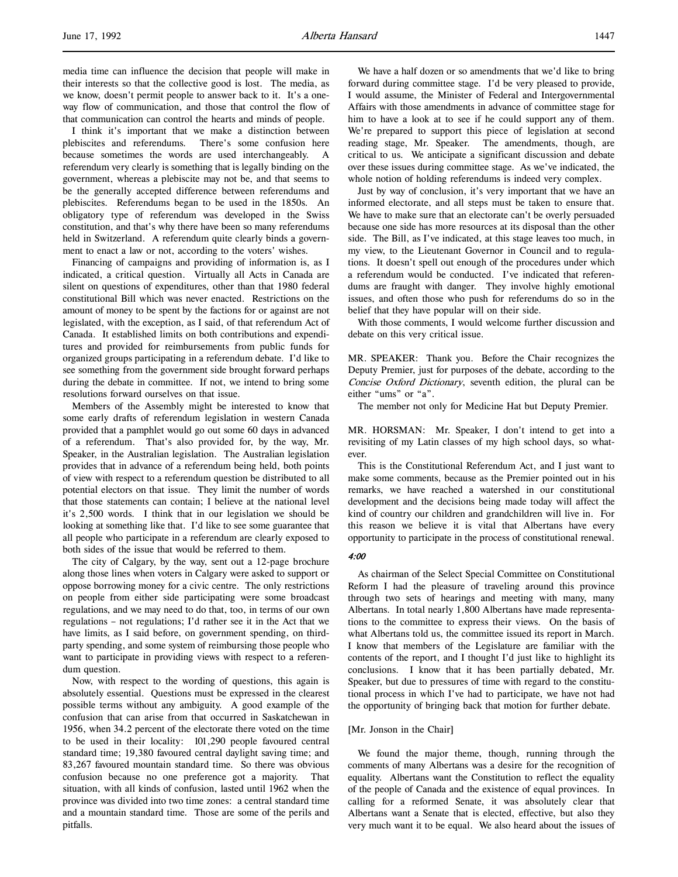media time can influence the decision that people will make in their interests so that the collective good is lost. The media, as we know, doesn't permit people to answer back to it. It's a one-way flow of communication, and those that control the flow of that communication can control the hearts and minds of people.

I think it's important that we make a distinction between plebiscites and referendums. There's some confusion here because sometimes the words are used interchangeably. A referendum very clearly is something that is legally binding on the government, whereas a plebiscite may not be, and that seems to be the generally accepted difference between referendums and plebiscites. Referendums began to be used in the 1850s. An obligatory type of referendum was developed in the Swiss constitution, and that's why there have been so many referendums held in Switzerland. A referendum quite clearly binds a government to enact a law or not, according to the voters' wishes.

Financing of campaigns and providing of information is, as I indicated, a critical question. Virtually all Acts in Canada are silent on questions of expenditures, other than that 1980 federal constitutional Bill which was never enacted. Restrictions on the amount of money to be spent by the factions for or against are not legislated, with the exception, as I said, of that referendum Act of Canada. It established limits on both contributions and expenditures and provided for reimbursements from public funds for organized groups participating in a referendum debate. I'd like to see something from the government side brought forward perhaps during the debate in committee. If not, we intend to bring some resolutions forward ourselves on that issue.

Members of the Assembly might be interested to know that some early drafts of referendum legislation in western Canada provided that a pamphlet would go out some 60 days in advanced of a referendum. That's also provided for, by the way, Mr. Speaker, in the Australian legislation. The Australian legislation provides that in advance of a referendum being held, both points of view with respect to a referendum question be distributed to all potential electors on that issue. They limit the number of words that those statements can contain; I believe at the national level it's 2,500 words. I think that in our legislation we should be looking at something like that. I'd like to see some guarantee that all people who participate in a referendum are clearly exposed to both sides of the issue that would be referred to them.

The city of Calgary, by the way, sent out a 12-page brochure along those lines when voters in Calgary were asked to support or oppose borrowing money for a civic centre. The only restrictions on people from either side participating were some broadcast regulations, and we may need to do that, too, in terms of our own regulations – not regulations; I'd rather see it in the Act that we have limits, as I said before, on government spending, on third-party spending, and some system of reimbursing those people who want to participate in providing views with respect to a referendum question.

Now, with respect to the wording of questions, this again is absolutely essential. Questions must be expressed in the clearest possible terms without any ambiguity. A good example of the confusion that can arise from that occurred in Saskatchewan in 1956, when 34.2 percent of the electorate there voted on the time to be used in their locality: 101,290 people favoured central standard time; 19,380 favoured central daylight saving time; and 83,267 favoured mountain standard time. So there was obvious confusion because no one preference got a majority. That situation, with all kinds of confusion, lasted until 1962 when the province was divided into two time zones: a central standard time and a mountain standard time. Those are some of the perils and pitfalls.

We have a half dozen or so amendments that we'd like to bring forward during committee stage. I'd be very pleased to provide, I would assume, the Minister of Federal and Intergovernmental Affairs with those amendments in advance of committee stage for him to have a look at to see if he could support any of them. We're prepared to support this piece of legislation at second reading stage, Mr. Speaker. The amendments, though, are critical to us. We anticipate a significant discussion and debate over these issues during committee stage. As we've indicated, the whole notion of holding referendums is indeed very complex.

Just by way of conclusion, it's very important that we have an informed electorate, and all steps must be taken to ensure that. We have to make sure that an electorate can't be overly persuaded because one side has more resources at its disposal than the other side. The Bill, as I've indicated, at this stage leaves too much, in my view, to the Lieutenant Governor in Council and to regulations. It doesn't spell out enough of the procedures under which a referendum would be conducted. I've indicated that referendums are fraught with danger. They involve highly emotional issues, and often those who push for referendums do so in the belief that they have popular will on their side.

With those comments, I would welcome further discussion and debate on this very critical issue.

MR. SPEAKER: Thank you. Before the Chair recognizes the Deputy Premier, just for purposes of the debate, according to the *Concise Oxford Dictionary*, seventh edition, the plural can be either "ums" or "a".

The member not only for Medicine Hat but Deputy Premier.

MR. HORSMAN: Mr. Speaker, I don't intend to get into a revisiting of my Latin classes of my high school days, so whatever.

This is the Constitutional Referendum Act, and I just want to make some comments, because as the Premier pointed out in his remarks, we have reached a watershed in our constitutional development and the decisions being made today will affect the kind of country our children and grandchildren will live in. For this reason we believe it is vital that Albertans have every opportunity to participate in the process of constitutional renewal.

*4:00*

As chairman of the Select Special Committee on Constitutional Reform I had the pleasure of traveling around this province through two sets of hearings and meeting with many, many Albertans. In total nearly 1,800 Albertans have made representations to the committee to express their views. On the basis of what Albertans told us, the committee issued its report in March. I know that members of the Legislature are familiar with the contents of the report, and I thought I'd just like to highlight its conclusions. I know that it has been partially debated, Mr. Speaker, but due to pressures of time with regard to the constitutional process in which I've had to participate, we have not had the opportunity of bringing back that motion for further debate.

[Mr. Jonson in the Chair]

We found the major theme, though, running through the comments of many Albertans was a desire for the recognition of equality. Albertans want the Constitution to reflect the equality of the people of Canada and the existence of equal provinces. In calling for a reformed Senate, it was absolutely clear that Albertans want a Senate that is elected, effective, but also they very much want it to be equal. We also heard about the issues of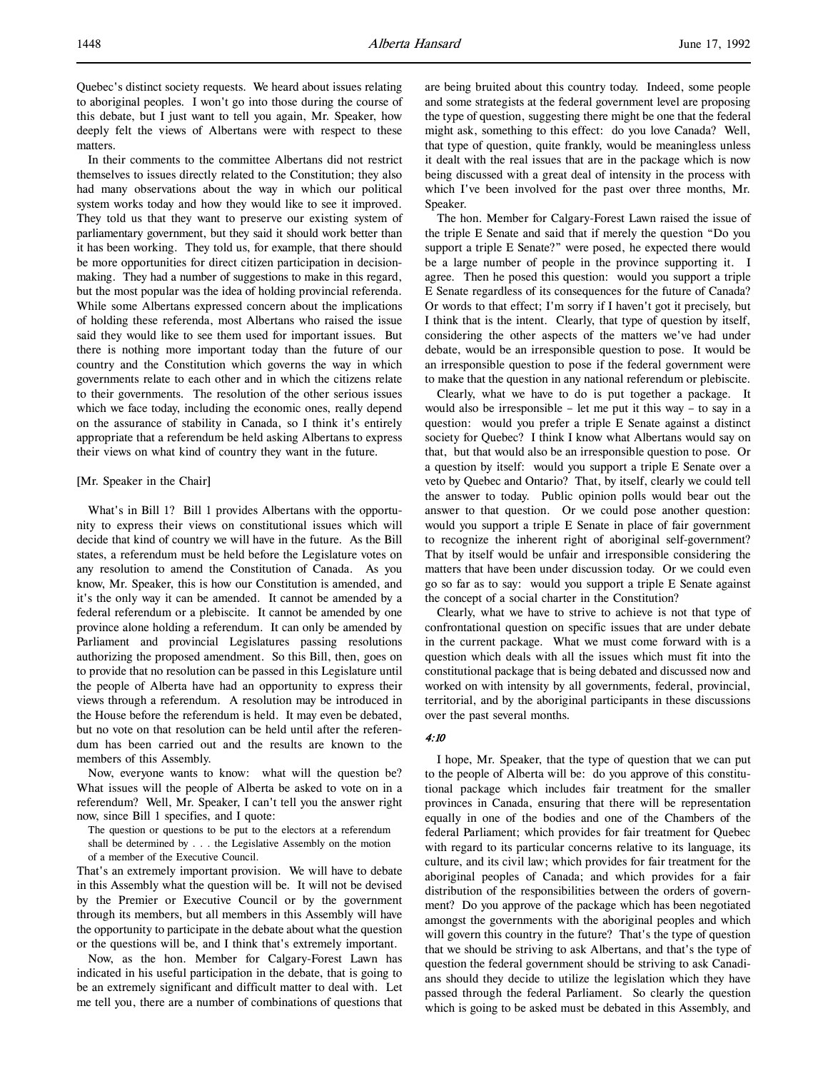Quebec's distinct society requests. We heard about issues relating to aboriginal peoples. I won't go into those during the course of this debate, but I just want to tell you again, Mr. Speaker, how deeply felt the views of Albertans were with respect to these matters.

In their comments to the committee Albertans did not restrict themselves to issues directly related to the Constitution; they also had many observations about the way in which our political system works today and how they would like to see it improved. They told us that they want to preserve our existing system of parliamentary government, but they said it should work better than it has been working. They told us, for example, that there should be more opportunities for direct citizen participation in decision-making. They had a number of suggestions to make in this regard, but the most popular was the idea of holding provincial referenda. While some Albertans expressed concern about the implications of holding these referenda, most Albertans who raised the issue said they would like to see them used for important issues. But there is nothing more important today than the future of our country and the Constitution which governs the way in which governments relate to each other and in which the citizens relate to their governments. The resolution of the other serious issues which we face today, including the economic ones, really depend on the assurance of stability in Canada, so I think it's entirely appropriate that a referendum be held asking Albertans to express their views on what kind of country they want in the future.

[Mr. Speaker in the Chair]

What's in Bill 1? Bill 1 provides Albertans with the opportunity to express their views on constitutional issues which will decide that kind of country we will have in the future. As the Bill states, a referendum must be held before the Legislature votes on any resolution to amend the Constitution of Canada. As you know, Mr. Speaker, this is how our Constitution is amended, and it's the only way it can be amended. It cannot be amended by a federal referendum or a plebiscite. It cannot be amended by one province alone holding a referendum. It can only be amended by Parliament and provincial Legislatures passing resolutions authorizing the proposed amendment. So this Bill, then, goes on to provide that no resolution can be passed in this Legislature until the people of Alberta have had an opportunity to express their views through a referendum. A resolution may be introduced in the House before the referendum is held. It may even be debated, but no vote on that resolution can be held until after the referendum has been carried out and the results are known to the members of this Assembly.

Now, everyone wants to know: what will the question be? What issues will the people of Alberta be asked to vote on in a referendum? Well, Mr. Speaker, I can't tell you the answer right now, since Bill 1 specifies, and I quote:

> The question or questions to be put to the electors at a referendum shall be determined by . . . the Legislative Assembly on the motion of a member of the Executive Council.

That's an extremely important provision. We will have to debate in this Assembly what the question will be. It will not be devised by the Premier or Executive Council or by the government through its members, but all members in this Assembly will have the opportunity to participate in the debate about what the question or the questions will be, and I think that's extremely important.

Now, as the hon. Member for Calgary-Forest Lawn has indicated in his useful participation in the debate, that is going to be an extremely significant and difficult matter to deal with. Let me tell you, there are a number of combinations of questions that are being bruited about this country today. Indeed, some people and some strategists at the federal government level are proposing the type of question, suggesting there might be one that the federal might ask, something to this effect: do you love Canada? Well, that type of question, quite frankly, would be meaningless unless it dealt with the real issues that are in the package which is now being discussed with a great deal of intensity in the process with which I've been involved for the past over three months, Mr. Speaker.

The hon. Member for Calgary-Forest Lawn raised the issue of the triple E Senate and said that if merely the question "Do you support a triple E Senate?" were posed, he expected there would be a large number of people in the province supporting it. I agree. Then he posed this question: would you support a triple E Senate regardless of its consequences for the future of Canada? Or words to that effect; I'm sorry if I haven't got it precisely, but I think that is the intent. Clearly, that type of question by itself, considering the other aspects of the matters we've had under debate, would be an irresponsible question to pose. It would be an irresponsible question to pose if the federal government were to make that the question in any national referendum or plebiscite.

Clearly, what we have to do is put together a package. It would also be irresponsible – let me put it this way – to say in a question: would you prefer a triple E Senate against a distinct society for Quebec? I think I know what Albertans would say on that, but that would also be an irresponsible question to pose. Or a question by itself: would you support a triple E Senate over a veto by Quebec and Ontario? That, by itself, clearly we could tell the answer to today. Public opinion polls would bear out the answer to that question. Or we could pose another question: would you support a triple E Senate in place of fair government to recognize the inherent right of aboriginal self-government? That by itself would be unfair and irresponsible considering the matters that have been under discussion today. Or we could even go so far as to say: would you support a triple E Senate against the concept of a social charter in the Constitution?

Clearly, what we have to strive to achieve is not that type of confrontational question on specific issues that are under debate in the current package. What we must come forward with is a question which deals with all the issues which must fit into the constitutional package that is being debated and discussed now and worked on with intensity by all governments, federal, provincial, territorial, and by the aboriginal participants in these discussions over the past several months.

*4:10*

I hope, Mr. Speaker, that the type of question that we can put to the people of Alberta will be: do you approve of this constitutional package which includes fair treatment for the smaller provinces in Canada, ensuring that there will be representation equally in one of the bodies and one of the Chambers of the federal Parliament; which provides for fair treatment for Quebec with regard to its particular concerns relative to its language, its culture, and its civil law; which provides for fair treatment for the aboriginal peoples of Canada; and which provides for a fair distribution of the responsibilities between the orders of government? Do you approve of the package which has been negotiated amongst the governments with the aboriginal peoples and which will govern this country in the future? That's the type of question that we should be striving to ask Albertans, and that's the type of question the federal government should be striving to ask Canadians should they decide to utilize the legislation which they have passed through the federal Parliament. So clearly the question which is going to be asked must be debated in this Assembly, and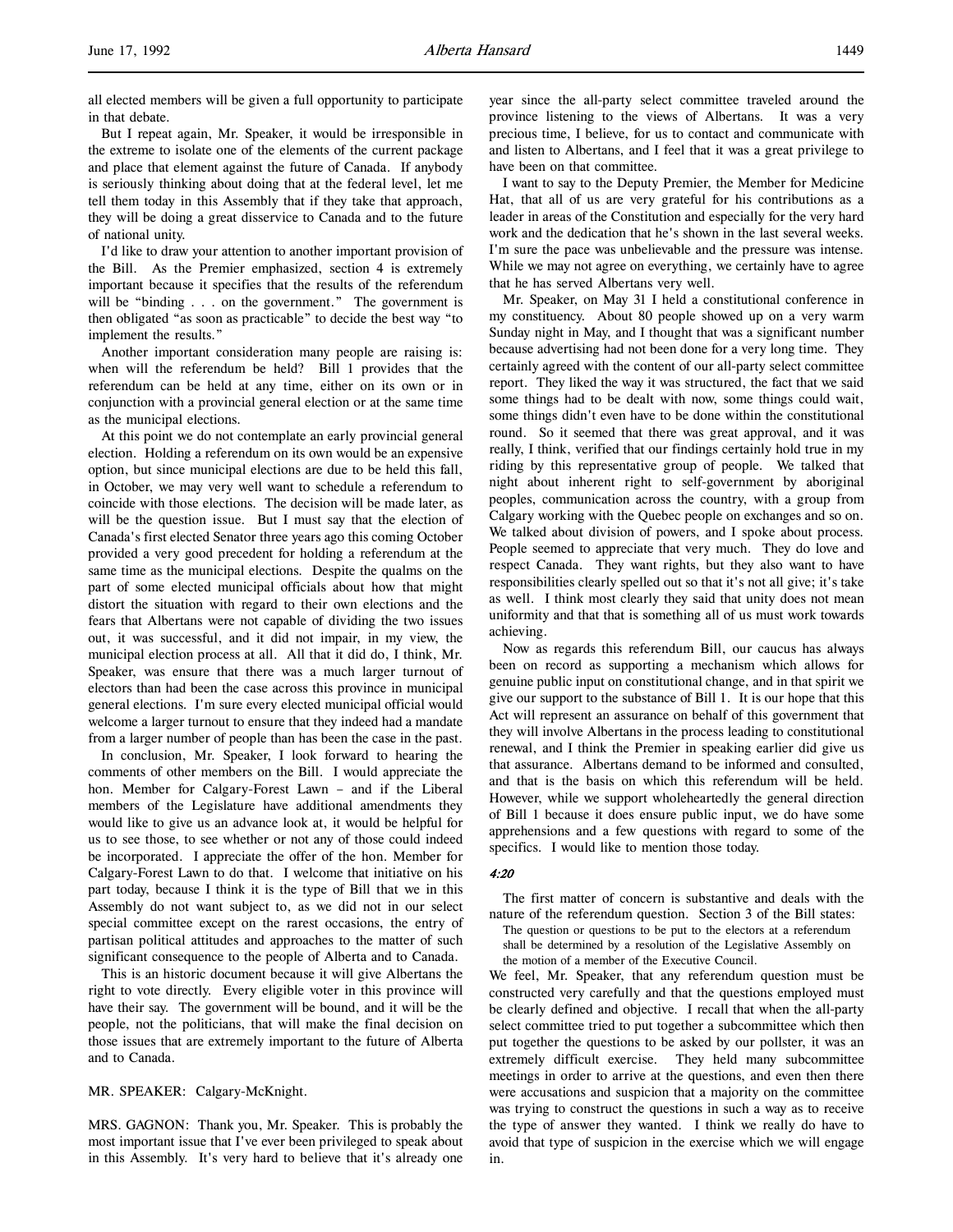all elected members will be given a full opportunity to participate in that debate.

But I repeat again, Mr. Speaker, it would be irresponsible in the extreme to isolate one of the elements of the current package and place that element against the future of Canada. If anybody is seriously thinking about doing that at the federal level, let me tell them today in this Assembly that if they take that approach, they will be doing a great disservice to Canada and to the future of national unity.

I'd like to draw your attention to another important provision of the Bill. As the Premier emphasized, section 4 is extremely important because it specifies that the results of the referendum will be "binding . . . on the government." The government is then obligated "as soon as practicable" to decide the best way "to implement the results."

Another important consideration many people are raising is: when will the referendum be held? Bill 1 provides that the referendum can be held at any time, either on its own or in conjunction with a provincial general election or at the same time as the municipal elections.

At this point we do not contemplate an early provincial general election. Holding a referendum on its own would be an expensive option, but since municipal elections are due to be held this fall, in October, we may very well want to schedule a referendum to coincide with those elections. The decision will be made later, as will be the question issue. But I must say that the election of Canada's first elected Senator three years ago this coming October provided a very good precedent for holding a referendum at the same time as the municipal elections. Despite the qualms on the part of some elected municipal officials about how that might distort the situation with regard to their own elections and the fears that Albertans were not capable of dividing the two issues out, it was successful, and it did not impair, in my view, the municipal election process at all. All that it did do, I think, Mr. Speaker, was ensure that there was a much larger turnout of electors than had been the case across this province in municipal general elections. I'm sure every elected municipal official would welcome a larger turnout to ensure that they indeed had a mandate from a larger number of people than has been the case in the past.

In conclusion, Mr. Speaker, I look forward to hearing the comments of other members on the Bill. I would appreciate the hon. Member for Calgary-Forest Lawn – and if the Liberal members of the Legislature have additional amendments they would like to give us an advance look at, it would be helpful for us to see those, to see whether or not any of those could indeed be incorporated. I appreciate the offer of the hon. Member for Calgary-Forest Lawn to do that. I welcome that initiative on his part today, because I think it is the type of Bill that we in this Assembly do not want subject to, as we did not in our select special committee except on the rarest occasions, the entry of partisan political attitudes and approaches to the matter of such significant consequence to the people of Alberta and to Canada.

This is an historic document because it will give Albertans the right to vote directly. Every eligible voter in this province will have their say. The government will be bound, and it will be the people, not the politicians, that will make the final decision on those issues that are extremely important to the future of Alberta and to Canada.

MR. SPEAKER: Calgary-McKnight.

MRS. GAGNON: Thank you, Mr. Speaker. This is probably the most important issue that I've ever been privileged to speak about in this Assembly. It's very hard to believe that it's already one year since the all-party select committee traveled around the province listening to the views of Albertans. It was a very precious time, I believe, for us to contact and communicate with and listen to Albertans, and I feel that it was a great privilege to have been on that committee.

I want to say to the Deputy Premier, the Member for Medicine Hat, that all of us are very grateful for his contributions as a leader in areas of the Constitution and especially for the very hard work and the dedication that he's shown in the last several weeks. I'm sure the pace was unbelievable and the pressure was intense. While we may not agree on everything, we certainly have to agree that he has served Albertans very well.

Mr. Speaker, on May 31 I held a constitutional conference in my constituency. About 80 people showed up on a very warm Sunday night in May, and I thought that was a significant number because advertising had not been done for a very long time. They certainly agreed with the content of our all-party select committee report. They liked the way it was structured, the fact that we said some things had to be dealt with now, some things could wait, some things didn't even have to be done within the constitutional round. So it seemed that there was great approval, and it was really, I think, verified that our findings certainly hold true in my riding by this representative group of people. We talked that night about inherent right to self-government by aboriginal peoples, communication across the country, with a group from Calgary working with the Quebec people on exchanges and so on. We talked about division of powers, and I spoke about process. People seemed to appreciate that very much. They do love and respect Canada. They want rights, but they also want to have responsibilities clearly spelled out so that it's not all give; it's take as well. I think most clearly they said that unity does not mean uniformity and that that is something all of us must work towards achieving.

Now as regards this referendum Bill, our caucus has always been on record as supporting a mechanism which allows for genuine public input on constitutional change, and in that spirit we give our support to the substance of Bill 1. It is our hope that this Act will represent an assurance on behalf of this government that they will involve Albertans in the process leading to constitutional renewal, and I think the Premier in speaking earlier did give us that assurance. Albertans demand to be informed and consulted, and that is the basis on which this referendum will be held. However, while we support wholeheartedly the general direction of Bill 1 because it does ensure public input, we do have some apprehensions and a few questions with regard to some of the specifics. I would like to mention those today.

*4:20*

The first matter of concern is substantive and deals with the nature of the referendum question. Section 3 of the Bill states:

> The question or questions to be put to the electors at a referendum shall be determined by a resolution of the Legislative Assembly on the motion of a member of the Executive Council.

We feel, Mr. Speaker, that any referendum question must be constructed very carefully and that the questions employed must be clearly defined and objective. I recall that when the all-party select committee tried to put together a subcommittee which then put together the questions to be asked by our pollster, it was an extremely difficult exercise. They held many subcommittee meetings in order to arrive at the questions, and even then there were accusations and suspicion that a majority on the committee was trying to construct the questions in such a way as to receive the type of answer they wanted. I think we really do have to avoid that type of suspicion in the exercise which we will engage in.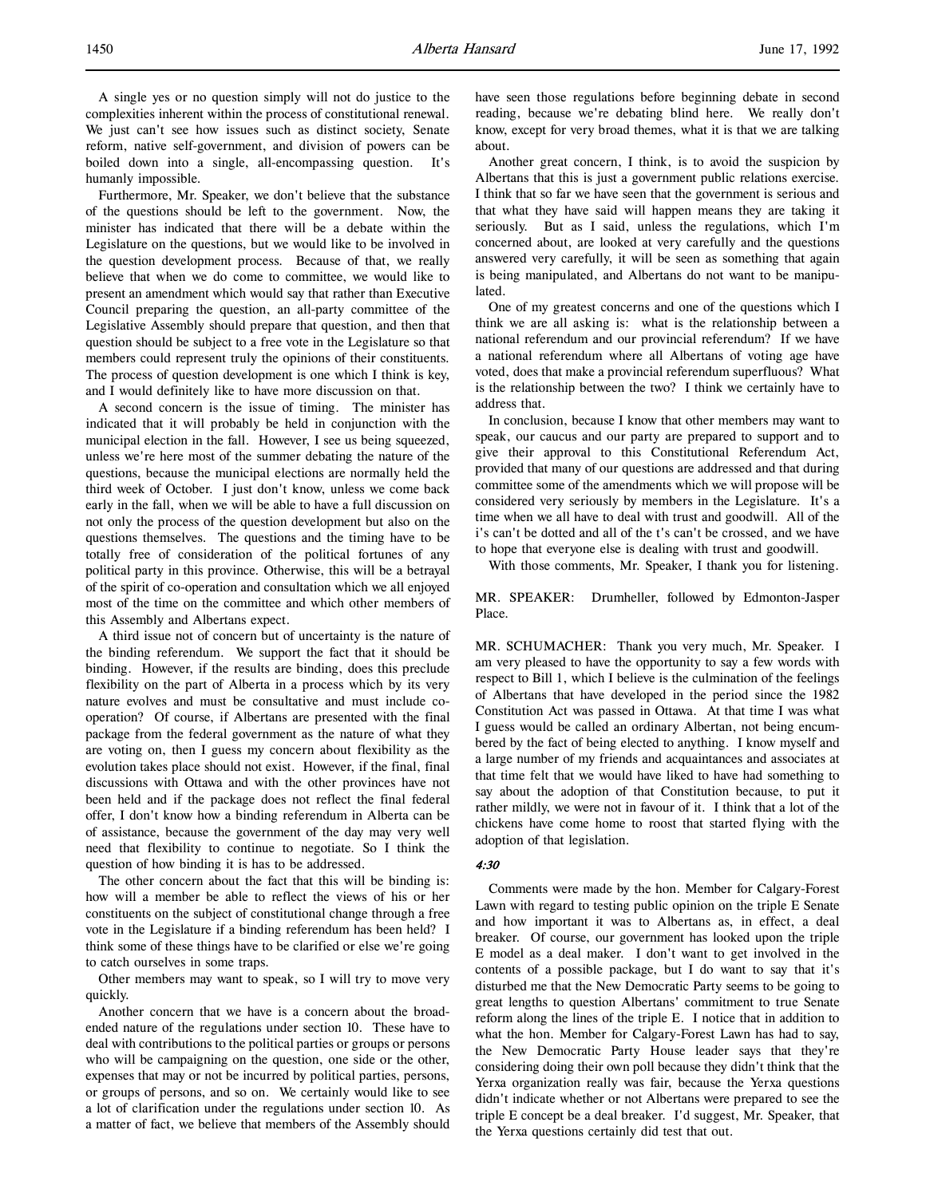A single yes or no question simply will not do justice to the complexities inherent within the process of constitutional renewal. We just can't see how issues such as distinct society, Senate reform, native self-government, and division of powers can be boiled down into a single, all-encompassing question. It's humanly impossible.

Furthermore, Mr. Speaker, we don't believe that the substance of the questions should be left to the government. Now, the minister has indicated that there will be a debate within the Legislature on the questions, but we would like to be involved in the question development process. Because of that, we really believe that when we do come to committee, we would like to present an amendment which would say that rather than Executive Council preparing the question, an all-party committee of the Legislative Assembly should prepare that question, and then that question should be subject to a free vote in the Legislature so that members could represent truly the opinions of their constituents. The process of question development is one which I think is key, and I would definitely like to have more discussion on that.

A second concern is the issue of timing. The minister has indicated that it will probably be held in conjunction with the municipal election in the fall. However, I see us being squeezed, unless we're here most of the summer debating the nature of the questions, because the municipal elections are normally held the third week of October. I just don't know, unless we come back early in the fall, when we will be able to have a full discussion on not only the process of the question development but also on the questions themselves. The questions and the timing have to be totally free of consideration of the political fortunes of any political party in this province. Otherwise, this will be a betrayal of the spirit of co-operation and consultation which we all enjoyed most of the time on the committee and which other members of this Assembly and Albertans expect.

A third issue not of concern but of uncertainty is the nature of the binding referendum. We support the fact that it should be binding. However, if the results are binding, does this preclude flexibility on the part of Alberta in a process which by its very nature evolves and must be consultative and must include co-operation? Of course, if Albertans are presented with the final package from the federal government as the nature of what they are voting on, then I guess my concern about flexibility as the evolution takes place should not exist. However, if the final, final discussions with Ottawa and with the other provinces have not been held and if the package does not reflect the final federal offer, I don't know how a binding referendum in Alberta can be of assistance, because the government of the day may very well need that flexibility to continue to negotiate. So I think the question of how binding it is has to be addressed.

The other concern about the fact that this will be binding is: how will a member be able to reflect the views of his or her constituents on the subject of constitutional change through a free vote in the Legislature if a binding referendum has been held? I think some of these things have to be clarified or else we're going to catch ourselves in some traps.

Other members may want to speak, so I will try to move very quickly.

Another concern that we have is a concern about the broad-ended nature of the regulations under section 10. These have to deal with contributions to the political parties or groups or persons who will be campaigning on the question, one side or the other, expenses that may or not be incurred by political parties, persons, or groups of persons, and so on. We certainly would like to see a lot of clarification under the regulations under section 10. As a matter of fact, we believe that members of the Assembly should have seen those regulations before beginning debate in second reading, because we're debating blind here. We really don't know, except for very broad themes, what it is that we are talking about.

Another great concern, I think, is to avoid the suspicion by Albertans that this is just a government public relations exercise. I think that so far we have seen that the government is serious and that what they have said will happen means they are taking it seriously. But as I said, unless the regulations, which I'm concerned about, are looked at very carefully and the questions answered very carefully, it will be seen as something that again is being manipulated, and Albertans do not want to be manipulated.

One of my greatest concerns and one of the questions which I think we are all asking is: what is the relationship between a national referendum and our provincial referendum? If we have a national referendum where all Albertans of voting age have voted, does that make a provincial referendum superfluous? What is the relationship between the two? I think we certainly have to address that.

In conclusion, because I know that other members may want to speak, our caucus and our party are prepared to support and to give their approval to this Constitutional Referendum Act, provided that many of our questions are addressed and that during committee some of the amendments which we will propose will be considered very seriously by members in the Legislature. It's a time when we all have to deal with trust and goodwill. All of the i's can't be dotted and all of the t's can't be crossed, and we have to hope that everyone else is dealing with trust and goodwill.

With those comments, Mr. Speaker, I thank you for listening.

MR. SPEAKER: Drumheller, followed by Edmonton-Jasper Place.

MR. SCHUMACHER: Thank you very much, Mr. Speaker. I am very pleased to have the opportunity to say a few words with respect to Bill 1, which I believe is the culmination of the feelings of Albertans that have developed in the period since the 1982 Constitution Act was passed in Ottawa. At that time I was what I guess would be called an ordinary Albertan, not being encumbered by the fact of being elected to anything. I know myself and a large number of my friends and acquaintances and associates at that time felt that we would have liked to have had something to say about the adoption of that Constitution because, to put it rather mildly, we were not in favour of it. I think that a lot of the chickens have come home to roost that started flying with the adoption of that legislation.

*4:30*

Comments were made by the hon. Member for Calgary-Forest Lawn with regard to testing public opinion on the triple E Senate and how important it was to Albertans as, in effect, a deal breaker. Of course, our government has looked upon the triple E model as a deal maker. I don't want to get involved in the contents of a possible package, but I do want to say that it's disturbed me that the New Democratic Party seems to be going to great lengths to question Albertans' commitment to true Senate reform along the lines of the triple E. I notice that in addition to what the hon. Member for Calgary-Forest Lawn has had to say, the New Democratic Party House leader says that they're considering doing their own poll because they didn't think that the Yerxa organization really was fair, because the Yerxa questions didn't indicate whether or not Albertans were prepared to see the triple E concept be a deal breaker. I'd suggest, Mr. Speaker, that the Yerxa questions certainly did test that out.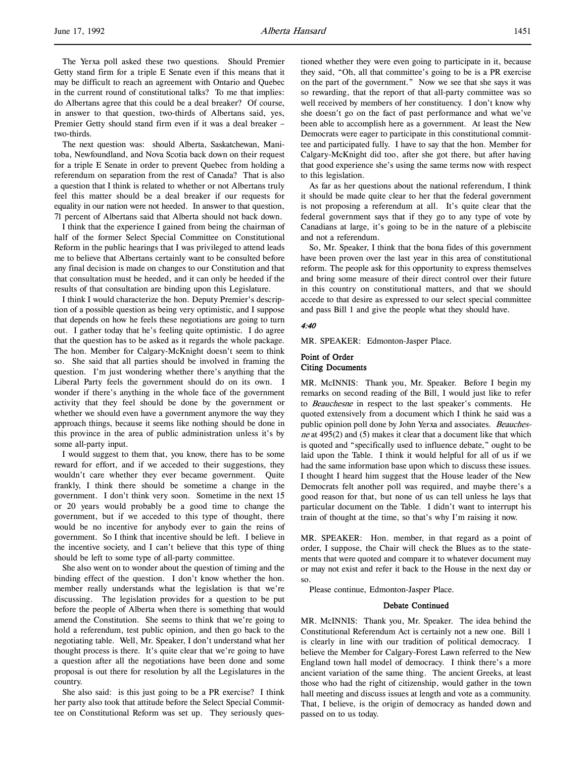The Yerxa poll asked these two questions. Should Premier Getty stand firm for a triple E Senate even if this means that it may be difficult to reach an agreement with Ontario and Quebec in the current round of constitutional talks? To me that implies: do Albertans agree that this could be a deal breaker? Of course, in answer to that question, two-thirds of Albertans said, yes, Premier Getty should stand firm even if it was a deal breaker – two-thirds.

The next question was: should Alberta, Saskatchewan, Manitoba, Newfoundland, and Nova Scotia back down on their request for a triple E Senate in order to prevent Quebec from holding a referendum on separation from the rest of Canada? That is also a question that I think is related to whether or not Albertans truly feel this matter should be a deal breaker if our requests for equality in our nation were not heeded. In answer to that question, 71 percent of Albertans said that Alberta should not back down.

I think that the experience I gained from being the chairman of half of the former Select Special Committee on Constitutional Reform in the public hearings that I was privileged to attend leads me to believe that Albertans certainly want to be consulted before any final decision is made on changes to our Constitution and that that consultation must be heeded, and it can only be heeded if the results of that consultation are binding upon this Legislature.

I think I would characterize the hon. Deputy Premier's description of a possible question as being very optimistic, and I suppose that depends on how he feels these negotiations are going to turn out. I gather today that he's feeling quite optimistic. I do agree that the question has to be asked as it regards the whole package. The hon. Member for Calgary-McKnight doesn't seem to think so. She said that all parties should be involved in framing the question. I'm just wondering whether there's anything that the Liberal Party feels the government should do on its own. I wonder if there's anything in the whole face of the government activity that they feel should be done by the government or whether we should even have a government anymore the way they approach things, because it seems like nothing should be done in this province in the area of public administration unless it's by some all-party input.

I would suggest to them that, you know, there has to be some reward for effort, and if we acceded to their suggestions, they wouldn't care whether they ever became government. Quite frankly, I think there should be sometime a change in the government. I don't think very soon. Sometime in the next 15 or 20 years would probably be a good time to change the government, but if we acceded to this type of thought, there would be no incentive for anybody ever to gain the reins of government. So I think that incentive should be left. I believe in the incentive society, and I can't believe that this type of thing should be left to some type of all-party committee.

She also went on to wonder about the question of timing and the binding effect of the question. I don't know whether the hon. member really understands what the legislation is that we're discussing. The legislation provides for a question to be put before the people of Alberta when there is something that would amend the Constitution. She seems to think that we're going to hold a referendum, test public opinion, and then go back to the negotiating table. Well, Mr. Speaker, I don't understand what her thought process is there. It's quite clear that we're going to have a question after all the negotiations have been done and some proposal is out there for resolution by all the Legislatures in the country.

She also said: is this just going to be a PR exercise? I think her party also took that attitude before the Select Special Committee on Constitutional Reform was set up. They seriously questioned whether they were even going to participate in it, because they said, "Oh, all that committee's going to be is a PR exercise on the part of the government." Now we see that she says it was so rewarding, that the report of that all-party committee was so well received by members of her constituency. I don't know why she doesn't go on the fact of past performance and what we've been able to accomplish here as a government. At least the New Democrats were eager to participate in this constitutional committee and participated fully. I have to say that the hon. Member for Calgary-McKnight did too, after she got there, but after having that good experience she's using the same terms now with respect to this legislation.

As far as her questions about the national referendum, I think it should be made quite clear to her that the federal government is not proposing a referendum at all. It's quite clear that the federal government says that if they go to any type of vote by Canadians at large, it's going to be in the nature of a plebiscite and not a referendum.

So, Mr. Speaker, I think that the bona fides of this government have been proven over the last year in this area of constitutional reform. The people ask for this opportunity to express themselves and bring some measure of their direct control over their future in this country on constitutional matters, and that we should accede to that desire as expressed to our select special committee and pass Bill 1 and give the people what they should have.

*4:40*

MR. SPEAKER: Edmonton-Jasper Place.

**Point of Order**
**Citing Documents**

MR. McINNIS: Thank you, Mr. Speaker. Before I begin my remarks on second reading of the Bill, I would just like to refer to *Beauchesne* in respect to the last speaker's comments. He quoted extensively from a document which I think he said was a public opinion poll done by John Yerxa and associates. *Beauchesne* at 495(2) and (5) makes it clear that a document like that which is quoted and "specifically used to influence debate," ought to be laid upon the Table. I think it would helpful for all of us if we had the same information base upon which to discuss these issues. I thought I heard him suggest that the House leader of the New Democrats felt another poll was required, and maybe there's a good reason for that, but none of us can tell unless he lays that particular document on the Table. I didn't want to interrupt his train of thought at the time, so that's why I'm raising it now.

MR. SPEAKER: Hon. member, in that regard as a point of order, I suppose, the Chair will check the Blues as to the statements that were quoted and compare it to whatever document may or may not exist and refer it back to the House in the next day or so.

Please continue, Edmonton-Jasper Place.

**Debate Continued**

MR. McINNIS: Thank you, Mr. Speaker. The idea behind the Constitutional Referendum Act is certainly not a new one. Bill 1 is clearly in line with our tradition of political democracy. I believe the Member for Calgary-Forest Lawn referred to the New England town hall model of democracy. I think there's a more ancient variation of the same thing. The ancient Greeks, at least those who had the right of citizenship, would gather in the town hall meeting and discuss issues at length and vote as a community. That, I believe, is the origin of democracy as handed down and passed on to us today.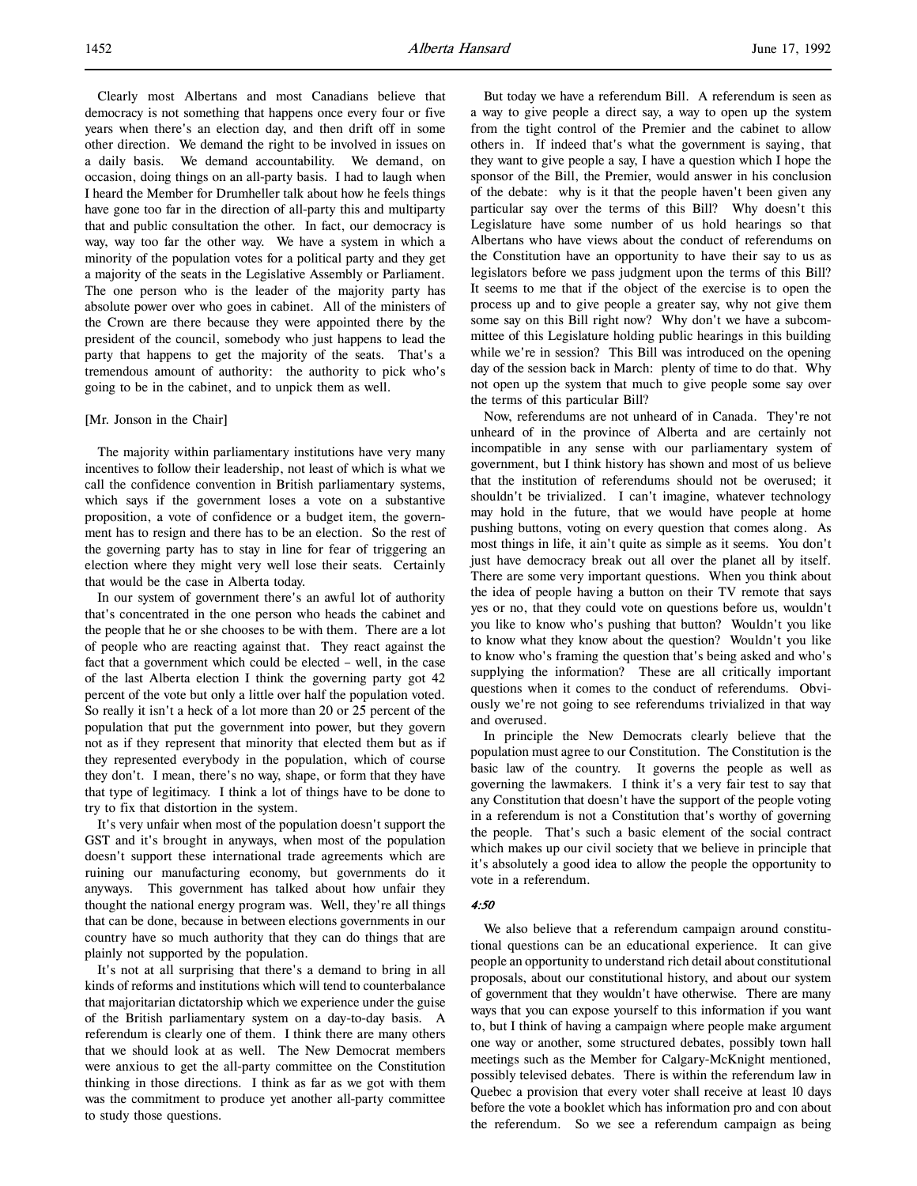Clearly most Albertans and most Canadians believe that democracy is not something that happens once every four or five years when there's an election day, and then drift off in some other direction. We demand the right to be involved in issues on a daily basis. We demand accountability. We demand, on occasion, doing things on an all-party basis. I had to laugh when I heard the Member for Drumheller talk about how he feels things have gone too far in the direction of all-party this and multiparty that and public consultation the other. In fact, our democracy is way, way too far the other way. We have a system in which a minority of the population votes for a political party and they get a majority of the seats in the Legislative Assembly or Parliament. The one person who is the leader of the majority party has absolute power over who goes in cabinet. All of the ministers of the Crown are there because they were appointed there by the president of the council, somebody who just happens to lead the party that happens to get the majority of the seats. That's a tremendous amount of authority: the authority to pick who's going to be in the cabinet, and to unpick them as well.

[Mr. Jonson in the Chair]

The majority within parliamentary institutions have very many incentives to follow their leadership, not least of which is what we call the confidence convention in British parliamentary systems, which says if the government loses a vote on a substantive proposition, a vote of confidence or a budget item, the government has to resign and there has to be an election. So the rest of the governing party has to stay in line for fear of triggering an election where they might very well lose their seats. Certainly that would be the case in Alberta today.

In our system of government there's an awful lot of authority that's concentrated in the one person who heads the cabinet and the people that he or she chooses to be with them. There are a lot of people who are reacting against that. They react against the fact that a government which could be elected – well, in the case of the last Alberta election I think the governing party got 42 percent of the vote but only a little over half the population voted. So really it isn't a heck of a lot more than 20 or 25 percent of the population that put the government into power, but they govern not as if they represent that minority that elected them but as if they represented everybody in the population, which of course they don't. I mean, there's no way, shape, or form that they have that type of legitimacy. I think a lot of things have to be done to try to fix that distortion in the system.

It's very unfair when most of the population doesn't support the GST and it's brought in anyways, when most of the population doesn't support these international trade agreements which are ruining our manufacturing economy, but governments do it anyways. This government has talked about how unfair they thought the national energy program was. Well, they're all things that can be done, because in between elections governments in our country have so much authority that they can do things that are plainly not supported by the population.

It's not at all surprising that there's a demand to bring in all kinds of reforms and institutions which will tend to counterbalance that majoritarian dictatorship which we experience under the guise of the British parliamentary system on a day-to-day basis. A referendum is clearly one of them. I think there are many others that we should look at as well. The New Democrat members were anxious to get the all-party committee on the Constitution thinking in those directions. I think as far as we got with them was the commitment to produce yet another all-party committee to study those questions.

But today we have a referendum Bill. A referendum is seen as a way to give people a direct say, a way to open up the system from the tight control of the Premier and the cabinet to allow others in. If indeed that's what the government is saying, that they want to give people a say, I have a question which I hope the sponsor of the Bill, the Premier, would answer in his conclusion of the debate: why is it that the people haven't been given any particular say over the terms of this Bill? Why doesn't this Legislature have some number of us hold hearings so that Albertans who have views about the conduct of referendums on the Constitution have an opportunity to have their say to us as legislators before we pass judgment upon the terms of this Bill? It seems to me that if the object of the exercise is to open the process up and to give people a greater say, why not give them some say on this Bill right now? Why don't we have a subcommittee of this Legislature holding public hearings in this building while we're in session? This Bill was introduced on the opening day of the session back in March: plenty of time to do that. Why not open up the system that much to give people some say over the terms of this particular Bill?

Now, referendums are not unheard of in Canada. They're not unheard of in the province of Alberta and are certainly not incompatible in any sense with our parliamentary system of government, but I think history has shown and most of us believe that the institution of referendums should not be overused; it shouldn't be trivialized. I can't imagine, whatever technology may hold in the future, that we would have people at home pushing buttons, voting on every question that comes along. As most things in life, it ain't quite as simple as it seems. You don't just have democracy break out all over the planet all by itself. There are some very important questions. When you think about the idea of people having a button on their TV remote that says yes or no, that they could vote on questions before us, wouldn't you like to know who's pushing that button? Wouldn't you like to know what they know about the question? Wouldn't you like to know who's framing the question that's being asked and who's supplying the information? These are all critically important questions when it comes to the conduct of referendums. Obviously we're not going to see referendums trivialized in that way and overused.

In principle the New Democrats clearly believe that the population must agree to our Constitution. The Constitution is the basic law of the country. It governs the people as well as governing the lawmakers. I think it's a very fair test to say that any Constitution that doesn't have the support of the people voting in a referendum is not a Constitution that's worthy of governing the people. That's such a basic element of the social contract which makes up our civil society that we believe in principle that it's absolutely a good idea to allow the people the opportunity to vote in a referendum.

*4:50*

We also believe that a referendum campaign around constitutional questions can be an educational experience. It can give people an opportunity to understand rich detail about constitutional proposals, about our constitutional history, and about our system of government that they wouldn't have otherwise. There are many ways that you can expose yourself to this information if you want to, but I think of having a campaign where people make argument one way or another, some structured debates, possibly town hall meetings such as the Member for Calgary-McKnight mentioned, possibly televised debates. There is within the referendum law in Quebec a provision that every voter shall receive at least 10 days before the vote a booklet which has information pro and con about the referendum. So we see a referendum campaign as being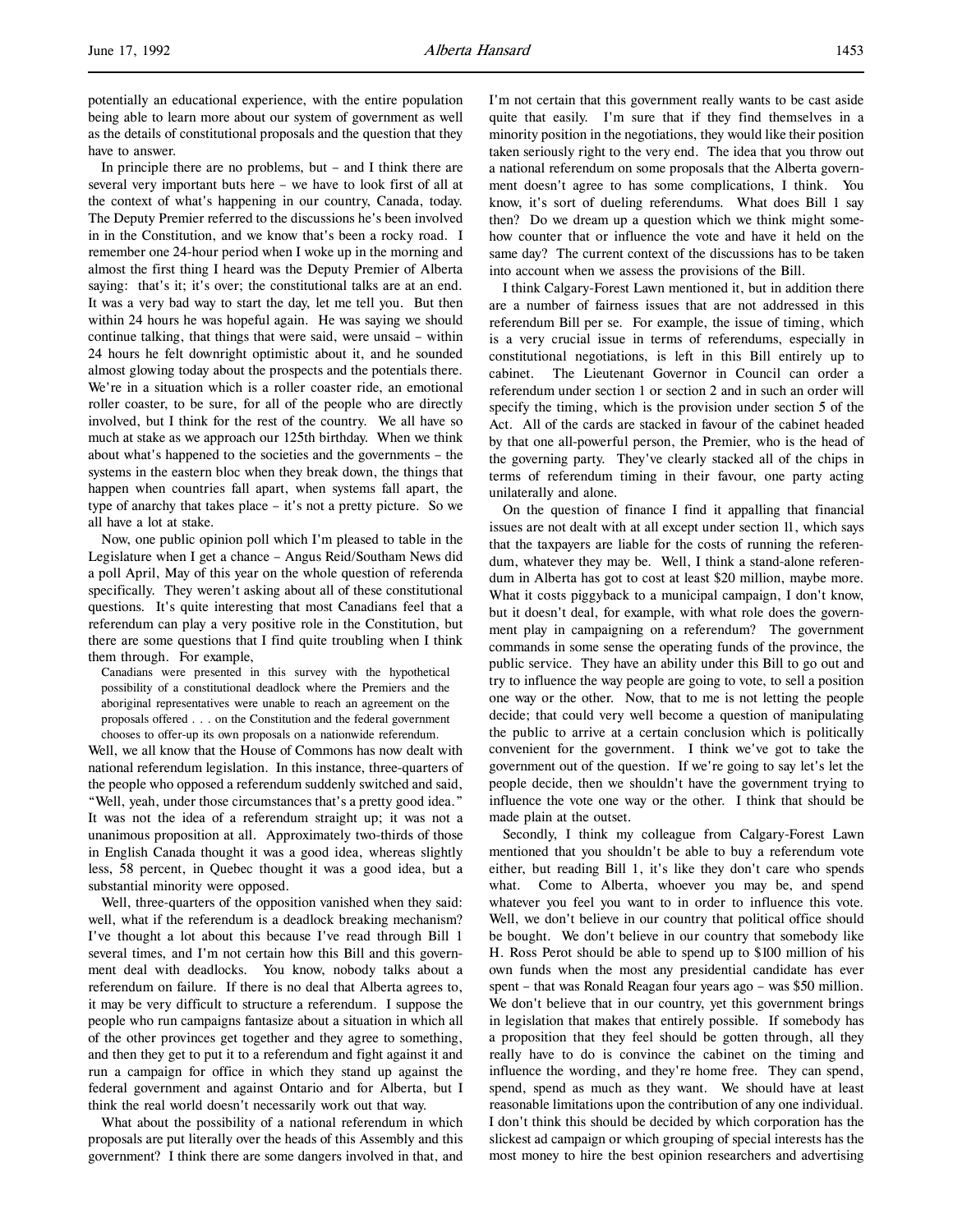potentially an educational experience, with the entire population being able to learn more about our system of government as well as the details of constitutional proposals and the question that they have to answer.

In principle there are no problems, but – and I think there are several very important buts here – we have to look first of all at the context of what's happening in our country, Canada, today. The Deputy Premier referred to the discussions he's been involved in in the Constitution, and we know that's been a rocky road. I remember one 24-hour period when I woke up in the morning and almost the first thing I heard was the Deputy Premier of Alberta saying: that's it; it's over; the constitutional talks are at an end. It was a very bad way to start the day, let me tell you. But then within 24 hours he was hopeful again. He was saying we should continue talking, that things that were said, were unsaid – within 24 hours he felt downright optimistic about it, and he sounded almost glowing today about the prospects and the potentials there. We're in a situation which is a roller coaster ride, an emotional roller coaster, to be sure, for all of the people who are directly involved, but I think for the rest of the country. We all have so much at stake as we approach our 125th birthday. When we think about what's happened to the societies and the governments – the systems in the eastern bloc when they break down, the things that happen when countries fall apart, when systems fall apart, the type of anarchy that takes place – it's not a pretty picture. So we all have a lot at stake.

Now, one public opinion poll which I'm pleased to table in the Legislature when I get a chance – Angus Reid/Southam News did a poll April, May of this year on the whole question of referenda specifically. They weren't asking about all of these constitutional questions. It's quite interesting that most Canadians feel that a referendum can play a very positive role in the Constitution, but there are some questions that I find quite troubling when I think them through. For example,

> Canadians were presented in this survey with the hypothetical possibility of a constitutional deadlock where the Premiers and the aboriginal representatives were unable to reach an agreement on the proposals offered . . . on the Constitution and the federal government chooses to offer-up its own proposals on a nationwide referendum.

Well, we all know that the House of Commons has now dealt with national referendum legislation. In this instance, three-quarters of the people who opposed a referendum suddenly switched and said, "Well, yeah, under those circumstances that's a pretty good idea." It was not the idea of a referendum straight up; it was not a unanimous proposition at all. Approximately two-thirds of those in English Canada thought it was a good idea, whereas slightly less, 58 percent, in Quebec thought it was a good idea, but a substantial minority were opposed.

Well, three-quarters of the opposition vanished when they said: well, what if the referendum is a deadlock breaking mechanism? I've thought a lot about this because I've read through Bill 1 several times, and I'm not certain how this Bill and this government deal with deadlocks. You know, nobody talks about a referendum on failure. If there is no deal that Alberta agrees to, it may be very difficult to structure a referendum. I suppose the people who run campaigns fantasize about a situation in which all of the other provinces get together and they agree to something, and then they get to put it to a referendum and fight against it and run a campaign for office in which they stand up against the federal government and against Ontario and for Alberta, but I think the real world doesn't necessarily work out that way.

What about the possibility of a national referendum in which proposals are put literally over the heads of this Assembly and this government? I think there are some dangers involved in that, and I'm not certain that this government really wants to be cast aside quite that easily. I'm sure that if they find themselves in a minority position in the negotiations, they would like their position taken seriously right to the very end. The idea that you throw out a national referendum on some proposals that the Alberta government doesn't agree to has some complications, I think. You know, it's sort of dueling referendums. What does Bill 1 say then? Do we dream up a question which we think might somehow counter that or influence the vote and have it held on the same day? The current context of the discussions has to be taken into account when we assess the provisions of the Bill.

I think Calgary-Forest Lawn mentioned it, but in addition there are a number of fairness issues that are not addressed in this referendum Bill per se. For example, the issue of timing, which is a very crucial issue in terms of referendums, especially in constitutional negotiations, is left in this Bill entirely up to cabinet. The Lieutenant Governor in Council can order a referendum under section 1 or section 2 and in such an order will specify the timing, which is the provision under section 5 of the Act. All of the cards are stacked in favour of the cabinet headed by that one all-powerful person, the Premier, who is the head of the governing party. They've clearly stacked all of the chips in terms of referendum timing in their favour, one party acting unilaterally and alone.

On the question of finance I find it appalling that financial issues are not dealt with at all except under section 11, which says that the taxpayers are liable for the costs of running the referendum, whatever they may be. Well, I think a stand-alone referendum in Alberta has got to cost at least $20 million, maybe more. What it costs piggyback to a municipal campaign, I don't know, but it doesn't deal, for example, with what role does the government play in campaigning on a referendum? The government commands in some sense the operating funds of the province, the public service. They have an ability under this Bill to go out and try to influence the way people are going to vote, to sell a position one way or the other. Now, that to me is not letting the people decide; that could very well become a question of manipulating the public to arrive at a certain conclusion which is politically convenient for the government. I think we've got to take the government out of the question. If we're going to say let's let the people decide, then we shouldn't have the government trying to influence the vote one way or the other. I think that should be made plain at the outset.

Secondly, I think my colleague from Calgary-Forest Lawn mentioned that you shouldn't be able to buy a referendum vote either, but reading Bill 1, it's like they don't care who spends what. Come to Alberta, whoever you may be, and spend whatever you feel you want to in order to influence this vote. Well, we don't believe in our country that political office should be bought. We don't believe in our country that somebody like H. Ross Perot should be able to spend up to $100 million of his own funds when the most any presidential candidate has ever spent – that was Ronald Reagan four years ago – was $50 million. We don't believe that in our country, yet this government brings in legislation that makes that entirely possible. If somebody has a proposition that they feel should be gotten through, all they really have to do is convince the cabinet on the timing and influence the wording, and they're home free. They can spend, spend, spend as much as they want. We should have at least reasonable limitations upon the contribution of any one individual. I don't think this should be decided by which corporation has the slickest ad campaign or which grouping of special interests has the most money to hire the best opinion researchers and advertising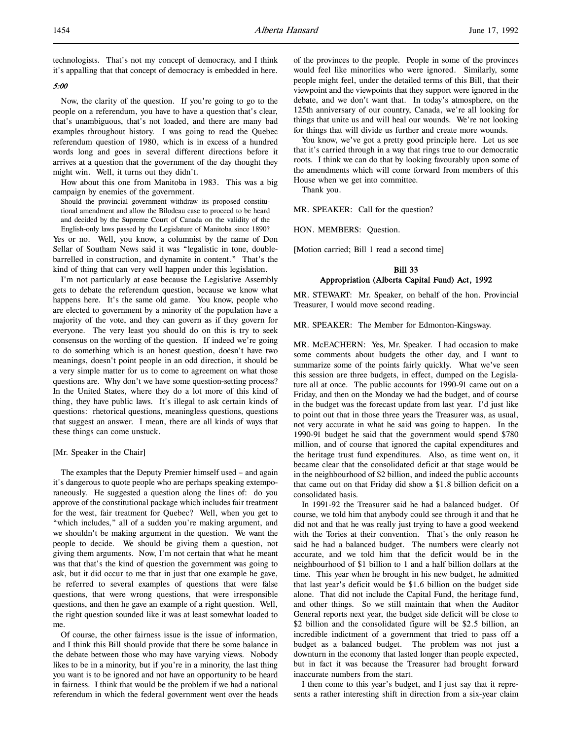technologists. That's not my concept of democracy, and I think it's appalling that that concept of democracy is embedded in here.

*5:00*

Now, the clarity of the question. If you're going to go to the people on a referendum, you have to have a question that's clear, that's unambiguous, that's not loaded, and there are many bad examples throughout history. I was going to read the Quebec referendum question of 1980, which is in excess of a hundred words long and goes in several different directions before it arrives at a question that the government of the day thought they might win. Well, it turns out they didn't.

How about this one from Manitoba in 1983. This was a big campaign by enemies of the government.

> Should the provincial government withdraw its proposed constitutional amendment and allow the Bilodeau case to proceed to be heard and decided by the Supreme Court of Canada on the validity of the English-only laws passed by the Legislature of Manitoba since 1890?

Yes or no. Well, you know, a columnist by the name of Don Sellar of Southam News said it was "legalistic in tone, double-barrelled in construction, and dynamite in content." That's the kind of thing that can very well happen under this legislation.

I'm not particularly at ease because the Legislative Assembly gets to debate the referendum question, because we know what happens here. It's the same old game. You know, people who are elected to government by a minority of the population have a majority of the vote, and they can govern as if they govern for everyone. The very least you should do on this is try to seek consensus on the wording of the question. If indeed we're going to do something which is an honest question, doesn't have two meanings, doesn't point people in an odd direction, it should be a very simple matter for us to come to agreement on what those questions are. Why don't we have some question-setting process? In the United States, where they do a lot more of this kind of thing, they have public laws. It's illegal to ask certain kinds of questions: rhetorical questions, meaningless questions, questions that suggest an answer. I mean, there are all kinds of ways that these things can come unstuck.

[Mr. Speaker in the Chair]

The examples that the Deputy Premier himself used – and again it's dangerous to quote people who are perhaps speaking extemporaneously. He suggested a question along the lines of: do you approve of the constitutional package which includes fair treatment for the west, fair treatment for Quebec? Well, when you get to "which includes," all of a sudden you're making argument, and we shouldn't be making argument in the question. We want the people to decide. We should be giving them a question, not giving them arguments. Now, I'm not certain that what he meant was that that's the kind of question the government was going to ask, but it did occur to me that in just that one example he gave, he referred to several examples of questions that were false questions, that were wrong questions, that were irresponsible questions, and then he gave an example of a right question. Well, the right question sounded like it was at least somewhat loaded to me.

Of course, the other fairness issue is the issue of information, and I think this Bill should provide that there be some balance in the debate between those who may have varying views. Nobody likes to be in a minority, but if you're in a minority, the last thing you want is to be ignored and not have an opportunity to be heard in fairness. I think that would be the problem if we had a national referendum in which the federal government went over the heads of the provinces to the people. People in some of the provinces would feel like minorities who were ignored. Similarly, some people might feel, under the detailed terms of this Bill, that their viewpoint and the viewpoints that they support were ignored in the debate, and we don't want that. In today's atmosphere, on the 125th anniversary of our country, Canada, we're all looking for things that unite us and will heal our wounds. We're not looking for things that will divide us further and create more wounds.

You know, we've got a pretty good principle here. Let us see that it's carried through in a way that rings true to our democratic roots. I think we can do that by looking favourably upon some of the amendments which will come forward from members of this House when we get into committee.

Thank you.

MR. SPEAKER: Call for the question?

HON. MEMBERS: Question.

[Motion carried; Bill 1 read a second time]

## Bill 33
## Appropriation (Alberta Capital Fund) Act, 1992

MR. STEWART: Mr. Speaker, on behalf of the hon. Provincial Treasurer, I would move second reading.

MR. SPEAKER: The Member for Edmonton-Kingsway.

MR. McEACHERN: Yes, Mr. Speaker. I had occasion to make some comments about budgets the other day, and I want to summarize some of the points fairly quickly. What we've seen this session are three budgets, in effect, dumped on the Legislature all at once. The public accounts for 1990-91 came out on a Friday, and then on the Monday we had the budget, and of course in the budget was the forecast update from last year. I'd just like to point out that in those three years the Treasurer was, as usual, not very accurate in what he said was going to happen. In the 1990-91 budget he said that the government would spend $780 million, and of course that ignored the capital expenditures and the heritage trust fund expenditures. Also, as time went on, it became clear that the consolidated deficit at that stage would be in the neighbourhood of $2 billion, and indeed the public accounts that came out on that Friday did show a $1.8 billion deficit on a consolidated basis.

In 1991-92 the Treasurer said he had a balanced budget. Of course, we told him that anybody could see through it and that he did not and that he was really just trying to have a good weekend with the Tories at their convention. That's the only reason he said he had a balanced budget. The numbers were clearly not accurate, and we told him that the deficit would be in the neighbourhood of $1 billion to 1 and a half billion dollars at the time. This year when he brought in his new budget, he admitted that last year's deficit would be $1.6 billion on the budget side alone. That did not include the Capital Fund, the heritage fund, and other things. So we still maintain that when the Auditor General reports next year, the budget side deficit will be close to $2 billion and the consolidated figure will be $2.5 billion, an incredible indictment of a government that tried to pass off a budget as a balanced budget. The problem was not just a downturn in the economy that lasted longer than people expected, but in fact it was because the Treasurer had brought forward inaccurate numbers from the start.

I then come to this year's budget, and I just say that it represents a rather interesting shift in direction from a six-year claim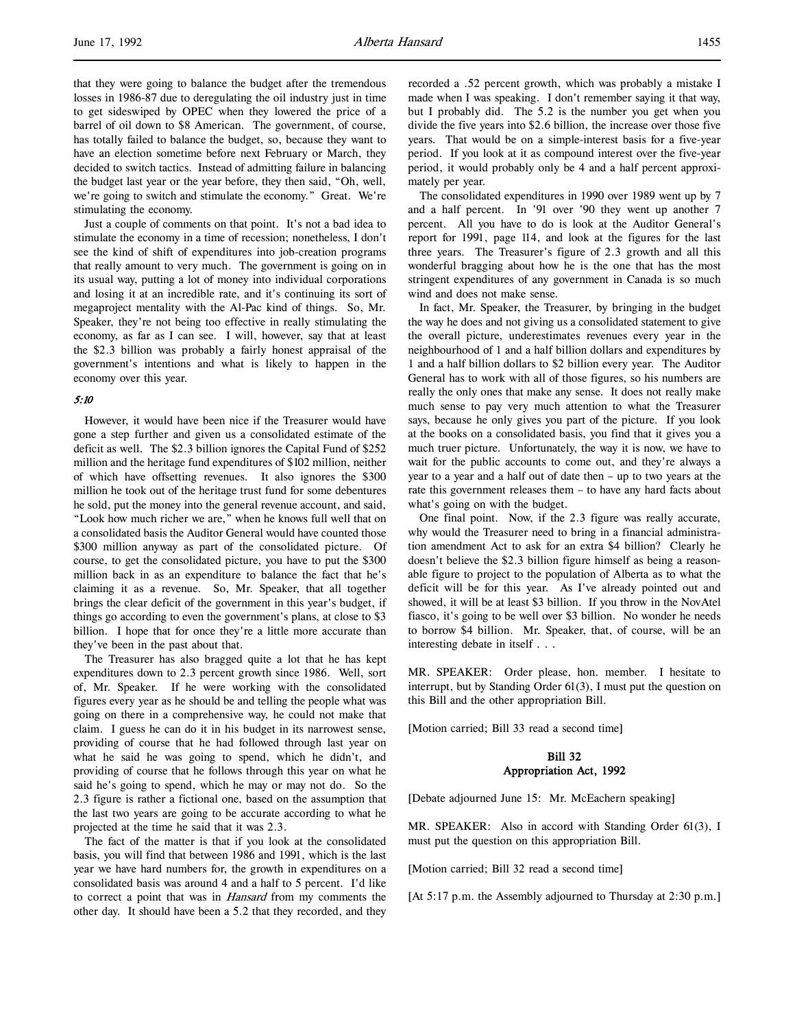that they were going to balance the budget after the tremendous losses in 1986-87 due to deregulating the oil industry just in time to get sideswiped by OPEC when they lowered the price of a barrel of oil down to $8 American. The government, of course, has totally failed to balance the budget, so, because they want to have an election sometime before next February or March, they decided to switch tactics. Instead of admitting failure in balancing the budget last year or the year before, they then said, "Oh, well, we're going to switch and stimulate the economy." Great. We're stimulating the economy.

Just a couple of comments on that point. It's not a bad idea to stimulate the economy in a time of recession; nonetheless, I don't see the kind of shift of expenditures into job-creation programs that really amount to very much. The government is going on in its usual way, putting a lot of money into individual corporations and losing it at an incredible rate, and it's continuing its sort of megaproject mentality with the Al-Pac kind of things. So, Mr. Speaker, they're not being too effective in really stimulating the economy, as far as I can see. I will, however, say that at least the $2.3 billion was probably a fairly honest appraisal of the government's intentions and what is likely to happen in the economy over this year.

*5:10*

However, it would have been nice if the Treasurer would have gone a step further and given us a consolidated estimate of the deficit as well. The $2.3 billion ignores the Capital Fund of $252 million and the heritage fund expenditures of $102 million, neither of which have offsetting revenues. It also ignores the $300 million he took out of the heritage trust fund for some debentures he sold, put the money into the general revenue account, and said, "Look how much richer we are," when he knows full well that on a consolidated basis the Auditor General would have counted those $300 million anyway as part of the consolidated picture. Of course, to get the consolidated picture, you have to put the $300 million back in as an expenditure to balance the fact that he's claiming it as a revenue. So, Mr. Speaker, that all together brings the clear deficit of the government in this year's budget, if things go according to even the government's plans, at close to $3 billion. I hope that for once they're a little more accurate than they've been in the past about that.

The Treasurer has also bragged quite a lot that he has kept expenditures down to 2.3 percent growth since 1986. Well, sort of, Mr. Speaker. If he were working with the consolidated figures every year as he should be and telling the people what was going on there in a comprehensive way, he could not make that claim. I guess he can do it in his budget in its narrowest sense, providing of course that he had followed through last year on what he said he was going to spend, which he didn't, and providing of course that he follows through this year on what he said he's going to spend, which he may or may not do. So the 2.3 figure is rather a fictional one, based on the assumption that the last two years are going to be accurate according to what he projected at the time he said that it was 2.3.

The fact of the matter is that if you look at the consolidated basis, you will find that between 1986 and 1991, which is the last year we have hard numbers for, the growth in expenditures on a consolidated basis was around 4 and a half to 5 percent. I'd like to correct a point that was in *Hansard* from my comments the other day. It should have been a 5.2 that they recorded, and they recorded a .52 percent growth, which was probably a mistake I made when I was speaking. I don't remember saying it that way, but I probably did. The 5.2 is the number you get when you divide the five years into $2.6 billion, the increase over those five years. That would be on a simple-interest basis for a five-year period. If you look at it as compound interest over the five-year period, it would probably only be 4 and a half percent approximately per year.

The consolidated expenditures in 1990 over 1989 went up by 7 and a half percent. In '91 over '90 they went up another 7 percent. All you have to do is look at the Auditor General's report for 1991, page 114, and look at the figures for the last three years. The Treasurer's figure of 2.3 growth and all this wonderful bragging about how he is the one that has the most stringent expenditures of any government in Canada is so much wind and does not make sense.

In fact, Mr. Speaker, the Treasurer, by bringing in the budget the way he does and not giving us a consolidated statement to give the overall picture, underestimates revenues every year in the neighbourhood of 1 and a half billion dollars and expenditures by 1 and a half billion dollars to $2 billion every year. The Auditor General has to work with all of those figures, so his numbers are really the only ones that make any sense. It does not really make much sense to pay very much attention to what the Treasurer says, because he only gives you part of the picture. If you look at the books on a consolidated basis, you find that it gives you a much truer picture. Unfortunately, the way it is now, we have to wait for the public accounts to come out, and they're always a year to a year and a half out of date then – up to two years at the rate this government releases them – to have any hard facts about what's going on with the budget.

One final point. Now, if the 2.3 figure was really accurate, why would the Treasurer need to bring in a financial administration amendment Act to ask for an extra $4 billion? Clearly he doesn't believe the $2.3 billion figure himself as being a reasonable figure to project to the population of Alberta as to what the deficit will be for this year. As I've already pointed out and showed, it will be at least $3 billion. If you throw in the NovAtel fiasco, it's going to be well over $3 billion. No wonder he needs to borrow $4 billion. Mr. Speaker, that, of course, will be an interesting debate in itself . . .

MR. SPEAKER: Order please, hon. member. I hesitate to interrupt, but by Standing Order 61(3), I must put the question on this Bill and the other appropriation Bill.

[Motion carried; Bill 33 read a second time]

## Bill 32
## Appropriation Act, 1992

[Debate adjourned June 15: Mr. McEachern speaking]

MR. SPEAKER: Also in accord with Standing Order 61(3), I must put the question on this appropriation Bill.

[Motion carried; Bill 32 read a second time]

[At 5:17 p.m. the Assembly adjourned to Thursday at 2:30 p.m.]